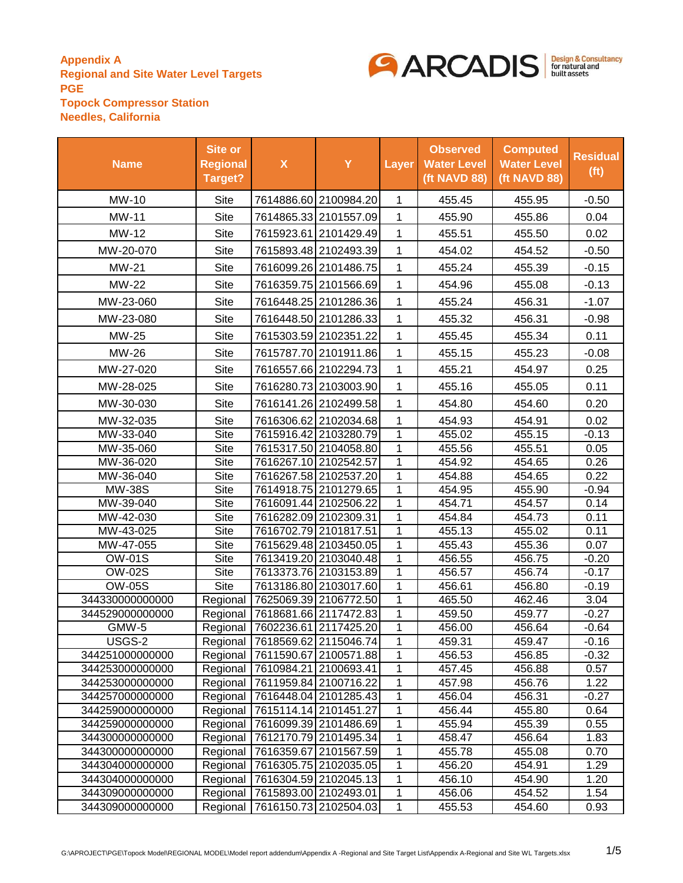**Appendix A**
**Regional and Site Water Level Targets**
**PGE**
**Topock Compressor Station**
**Needles, California**

| Name | Site or Regional Target? | X | Y | Layer | Observed Water Level (ft NAVD 88) | Computed Water Level (ft NAVD 88) | Residual (ft) |
|---|---|---|---|---|---|---|---|
| MW-10 | Site | 7614886.60 | 2100984.20 | 1 | 455.45 | 455.95 | -0.50 |
| MW-11 | Site | 7614865.33 | 2101557.09 | 1 | 455.90 | 455.86 | 0.04 |
| MW-12 | Site | 7615923.61 | 2101429.49 | 1 | 455.51 | 455.50 | 0.02 |
| MW-20-070 | Site | 7615893.48 | 2102493.39 | 1 | 454.02 | 454.52 | -0.50 |
| MW-21 | Site | 7616099.26 | 2101486.75 | 1 | 455.24 | 455.39 | -0.15 |
| MW-22 | Site | 7616359.75 | 2101566.69 | 1 | 454.96 | 455.08 | -0.13 |
| MW-23-060 | Site | 7616448.25 | 2101286.36 | 1 | 455.24 | 456.31 | -1.07 |
| MW-23-080 | Site | 7616448.50 | 2101286.33 | 1 | 455.32 | 456.31 | -0.98 |
| MW-25 | Site | 7615303.59 | 2102351.22 | 1 | 455.45 | 455.34 | 0.11 |
| MW-26 | Site | 7615787.70 | 2101911.86 | 1 | 455.15 | 455.23 | -0.08 |
| MW-27-020 | Site | 7616557.66 | 2102294.73 | 1 | 455.21 | 454.97 | 0.25 |
| MW-28-025 | Site | 7616280.73 | 2103003.90 | 1 | 455.16 | 455.05 | 0.11 |
| MW-30-030 | Site | 7616141.26 | 2102499.58 | 1 | 454.80 | 454.60 | 0.20 |
| MW-32-035 | Site | 7616306.62 | 2102034.68 | 1 | 454.93 | 454.91 | 0.02 |
| MW-33-040 | Site | 7615916.42 | 2103280.79 | 1 | 455.02 | 455.15 | -0.13 |
| MW-35-060 | Site | 7615317.50 | 2104058.80 | 1 | 455.56 | 455.51 | 0.05 |
| MW-36-020 | Site | 7616267.10 | 2102542.57 | 1 | 454.92 | 454.65 | 0.26 |
| MW-36-040 | Site | 7616267.58 | 2102537.20 | 1 | 454.88 | 454.65 | 0.22 |
| MW-38S | Site | 7614918.75 | 2101279.65 | 1 | 454.95 | 455.90 | -0.94 |
| MW-39-040 | Site | 7616091.44 | 2102506.22 | 1 | 454.71 | 454.57 | 0.14 |
| MW-42-030 | Site | 7616282.09 | 2102309.31 | 1 | 454.84 | 454.73 | 0.11 |
| MW-43-025 | Site | 7616702.79 | 2101817.51 | 1 | 455.13 | 455.02 | 0.11 |
| MW-47-055 | Site | 7615629.48 | 2103450.05 | 1 | 455.43 | 455.36 | 0.07 |
| OW-01S | Site | 7613419.20 | 2103040.48 | 1 | 456.55 | 456.75 | -0.20 |
| OW-02S | Site | 7613373.76 | 2103153.89 | 1 | 456.57 | 456.74 | -0.17 |
| OW-05S | Site | 7613186.80 | 2103017.60 | 1 | 456.61 | 456.80 | -0.19 |
| 344330000000000 | Regional | 7625069.39 | 2106772.50 | 1 | 465.50 | 462.46 | 3.04 |
| 344529000000000 | Regional | 7618681.66 | 2117472.83 | 1 | 459.50 | 459.77 | -0.27 |
| GMW-5 | Regional | 7602236.61 | 2117425.20 | 1 | 456.00 | 456.64 | -0.64 |
| USGS-2 | Regional | 7618569.62 | 2115046.74 | 1 | 459.31 | 459.47 | -0.16 |
| 344251000000000 | Regional | 7611590.67 | 2100571.88 | 1 | 456.53 | 456.85 | -0.32 |
| 344253000000000 | Regional | 7610984.21 | 2100693.41 | 1 | 457.45 | 456.88 | 0.57 |
| 344253000000000 | Regional | 7611959.84 | 2100716.22 | 1 | 457.98 | 456.76 | 1.22 |
| 344257000000000 | Regional | 7616448.04 | 2101285.43 | 1 | 456.04 | 456.31 | -0.27 |
| 344259000000000 | Regional | 7615114.14 | 2101451.27 | 1 | 456.44 | 455.80 | 0.64 |
| 344259000000000 | Regional | 7616099.39 | 2101486.69 | 1 | 455.94 | 455.39 | 0.55 |
| 344300000000000 | Regional | 7612170.79 | 2101495.34 | 1 | 458.47 | 456.64 | 1.83 |
| 344300000000000 | Regional | 7616359.67 | 2101567.59 | 1 | 455.78 | 455.08 | 0.70 |
| 344304000000000 | Regional | 7616305.75 | 2102035.05 | 1 | 456.20 | 454.91 | 1.29 |
| 344304000000000 | Regional | 7616304.59 | 2102045.13 | 1 | 456.10 | 454.90 | 1.20 |
| 344309000000000 | Regional | 7615893.00 | 2102493.01 | 1 | 456.06 | 454.52 | 1.54 |
| 344309000000000 | Regional | 7616150.73 | 2102504.03 | 1 | 455.53 | 454.60 | 0.93 |

G:\APROJECT\PGE\Topock Model\REGIONAL MODEL\Model report addendum\Appendix A -Regional and Site Target List\Appendix A-Regional and Site WL Targets.xlsx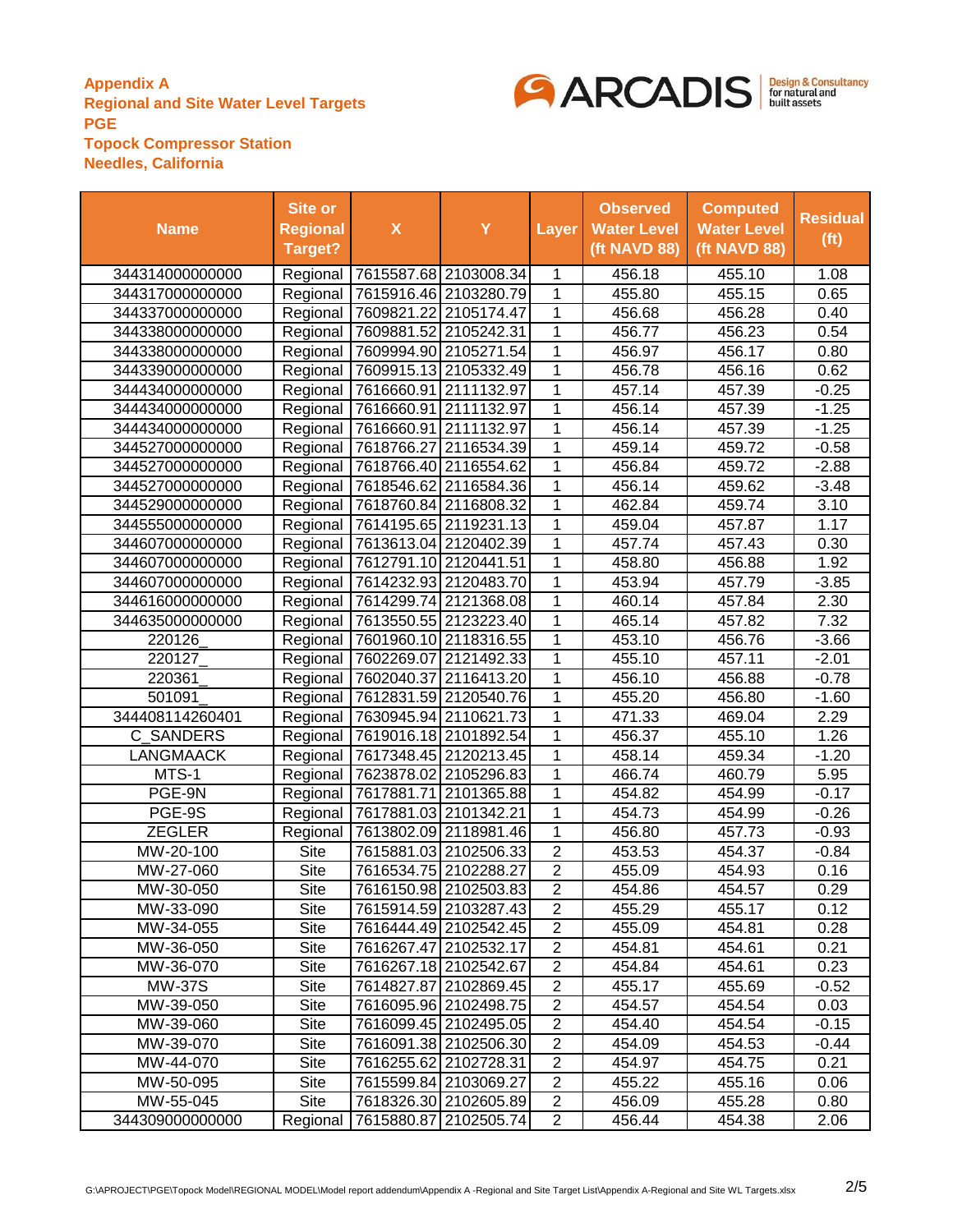**Appendix A**
**Regional and Site Water Level Targets**
**PGE**
**Topock Compressor Station**
**Needles, California**

| Name | Site or Regional Target? | X | Y | Layer | Observed Water Level (ft NAVD 88) | Computed Water Level (ft NAVD 88) | Residual (ft) |
|---|---|---|---|---|---|---|---|
| 344314000000000 | Regional | 7615587.68 | 2103008.34 | 1 | 456.18 | 455.10 | 1.08 |
| 344317000000000 | Regional | 7615916.46 | 2103280.79 | 1 | 455.80 | 455.15 | 0.65 |
| 344337000000000 | Regional | 7609821.22 | 2105174.47 | 1 | 456.68 | 456.28 | 0.40 |
| 344338000000000 | Regional | 7609881.52 | 2105242.31 | 1 | 456.77 | 456.23 | 0.54 |
| 344338000000000 | Regional | 7609994.90 | 2105271.54 | 1 | 456.97 | 456.17 | 0.80 |
| 344339000000000 | Regional | 7609915.13 | 2105332.49 | 1 | 456.78 | 456.16 | 0.62 |
| 344434000000000 | Regional | 7616660.91 | 2111132.97 | 1 | 457.14 | 457.39 | -0.25 |
| 344434000000000 | Regional | 7616660.91 | 2111132.97 | 1 | 456.14 | 457.39 | -1.25 |
| 344434000000000 | Regional | 7616660.91 | 2111132.97 | 1 | 456.14 | 457.39 | -1.25 |
| 344527000000000 | Regional | 7618766.27 | 2116534.39 | 1 | 459.14 | 459.72 | -0.58 |
| 344527000000000 | Regional | 7618766.40 | 2116554.62 | 1 | 456.84 | 459.72 | -2.88 |
| 344527000000000 | Regional | 7618546.62 | 2116584.36 | 1 | 456.14 | 459.62 | -3.48 |
| 344529000000000 | Regional | 7618760.84 | 2116808.32 | 1 | 462.84 | 459.74 | 3.10 |
| 344555000000000 | Regional | 7614195.65 | 2119231.13 | 1 | 459.04 | 457.87 | 1.17 |
| 344607000000000 | Regional | 7613613.04 | 2120402.39 | 1 | 457.74 | 457.43 | 0.30 |
| 344607000000000 | Regional | 7612791.10 | 2120441.51 | 1 | 458.80 | 456.88 | 1.92 |
| 344607000000000 | Regional | 7614232.93 | 2120483.70 | 1 | 453.94 | 457.79 | -3.85 |
| 344616000000000 | Regional | 7614299.74 | 2121368.08 | 1 | 460.14 | 457.84 | 2.30 |
| 344635000000000 | Regional | 7613550.55 | 2123223.40 | 1 | 465.14 | 457.82 | 7.32 |
| 220126_ | Regional | 7601960.10 | 2118316.55 | 1 | 453.10 | 456.76 | -3.66 |
| 220127_ | Regional | 7602269.07 | 2121492.33 | 1 | 455.10 | 457.11 | -2.01 |
| 220361_ | Regional | 7602040.37 | 2116413.20 | 1 | 456.10 | 456.88 | -0.78 |
| 501091_ | Regional | 7612831.59 | 2120540.76 | 1 | 455.20 | 456.80 | -1.60 |
| 344408114260401 | Regional | 7630945.94 | 2110621.73 | 1 | 471.33 | 469.04 | 2.29 |
| C_SANDERS | Regional | 7619016.18 | 2101892.54 | 1 | 456.37 | 455.10 | 1.26 |
| LANGMAACK | Regional | 7617348.45 | 2120213.45 | 1 | 458.14 | 459.34 | -1.20 |
| MTS-1 | Regional | 7623878.02 | 2105296.83 | 1 | 466.74 | 460.79 | 5.95 |
| PGE-9N | Regional | 7617881.71 | 2101365.88 | 1 | 454.82 | 454.99 | -0.17 |
| PGE-9S | Regional | 7617881.03 | 2101342.21 | 1 | 454.73 | 454.99 | -0.26 |
| ZEGLER | Regional | 7613802.09 | 2118981.46 | 1 | 456.80 | 457.73 | -0.93 |
| MW-20-100 | Site | 7615881.03 | 2102506.33 | 2 | 453.53 | 454.37 | -0.84 |
| MW-27-060 | Site | 7616534.75 | 2102288.27 | 2 | 455.09 | 454.93 | 0.16 |
| MW-30-050 | Site | 7616150.98 | 2102503.83 | 2 | 454.86 | 454.57 | 0.29 |
| MW-33-090 | Site | 7615914.59 | 2103287.43 | 2 | 455.29 | 455.17 | 0.12 |
| MW-34-055 | Site | 7616444.49 | 2102542.45 | 2 | 455.09 | 454.81 | 0.28 |
| MW-36-050 | Site | 7616267.47 | 2102532.17 | 2 | 454.81 | 454.61 | 0.21 |
| MW-36-070 | Site | 7616267.18 | 2102542.67 | 2 | 454.84 | 454.61 | 0.23 |
| MW-37S | Site | 7614827.87 | 2102869.45 | 2 | 455.17 | 455.69 | -0.52 |
| MW-39-050 | Site | 7616095.96 | 2102498.75 | 2 | 454.57 | 454.54 | 0.03 |
| MW-39-060 | Site | 7616099.45 | 2102495.05 | 2 | 454.40 | 454.54 | -0.15 |
| MW-39-070 | Site | 7616091.38 | 2102506.30 | 2 | 454.09 | 454.53 | -0.44 |
| MW-44-070 | Site | 7616255.62 | 2102728.31 | 2 | 454.97 | 454.75 | 0.21 |
| MW-50-095 | Site | 7615599.84 | 2103069.27 | 2 | 455.22 | 455.16 | 0.06 |
| MW-55-045 | Site | 7618326.30 | 2102605.89 | 2 | 456.09 | 455.28 | 0.80 |
| 344309000000000 | Regional | 7615880.87 | 2102505.74 | 2 | 456.44 | 454.38 | 2.06 |

G:\APROJECT\PGE\Topock Model\REGIONAL MODEL\Model report addendum\Appendix A -Regional and Site Target List\Appendix A-Regional and Site WL Targets.xlsx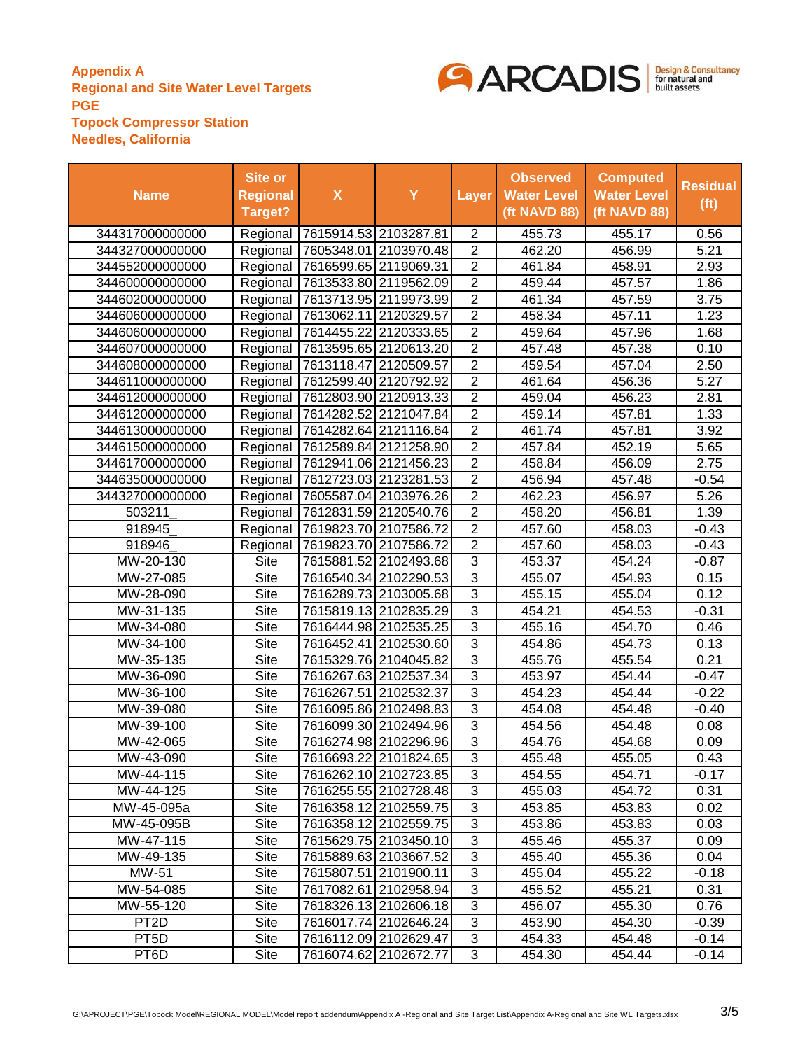**Appendix A**
**Regional and Site Water Level Targets**
**PGE**
**Topock Compressor Station**
**Needles, California**

| Name | Site or Regional Target? | X | Y | Layer | Observed Water Level (ft NAVD 88) | Computed Water Level (ft NAVD 88) | Residual (ft) |
|---|---|---|---|---|---|---|---|
| 344317000000000 | Regional | 7615914.53 | 2103287.81 | 2 | 455.73 | 455.17 | 0.56 |
| 344327000000000 | Regional | 7605348.01 | 2103970.48 | 2 | 462.20 | 456.99 | 5.21 |
| 344552000000000 | Regional | 7616599.65 | 2119069.31 | 2 | 461.84 | 458.91 | 2.93 |
| 344600000000000 | Regional | 7613533.80 | 2119562.09 | 2 | 459.44 | 457.57 | 1.86 |
| 344602000000000 | Regional | 7613713.95 | 2119973.99 | 2 | 461.34 | 457.59 | 3.75 |
| 344606000000000 | Regional | 7613062.11 | 2120329.57 | 2 | 458.34 | 457.11 | 1.23 |
| 344606000000000 | Regional | 7614455.22 | 2120333.65 | 2 | 459.64 | 457.96 | 1.68 |
| 344607000000000 | Regional | 7613595.65 | 2120613.20 | 2 | 457.48 | 457.38 | 0.10 |
| 344608000000000 | Regional | 7613118.47 | 2120509.57 | 2 | 459.54 | 457.04 | 2.50 |
| 344611000000000 | Regional | 7612599.40 | 2120792.92 | 2 | 461.64 | 456.36 | 5.27 |
| 344612000000000 | Regional | 7612803.90 | 2120913.33 | 2 | 459.04 | 456.23 | 2.81 |
| 344612000000000 | Regional | 7614282.52 | 2121047.84 | 2 | 459.14 | 457.81 | 1.33 |
| 344613000000000 | Regional | 7614282.64 | 2121116.64 | 2 | 461.74 | 457.81 | 3.92 |
| 344615000000000 | Regional | 7612589.84 | 2121258.90 | 2 | 457.84 | 452.19 | 5.65 |
| 344617000000000 | Regional | 7612941.06 | 2121456.23 | 2 | 458.84 | 456.09 | 2.75 |
| 344635000000000 | Regional | 7612723.03 | 2123281.53 | 2 | 456.94 | 457.48 | -0.54 |
| 344327000000000 | Regional | 7605587.04 | 2103976.26 | 2 | 462.23 | 456.97 | 5.26 |
| 503211_ | Regional | 7612831.59 | 2120540.76 | 2 | 458.20 | 456.81 | 1.39 |
| 918945_ | Regional | 7619823.70 | 2107586.72 | 2 | 457.60 | 458.03 | -0.43 |
| 918946_ | Regional | 7619823.70 | 2107586.72 | 2 | 457.60 | 458.03 | -0.43 |
| MW-20-130 | Site | 7615881.52 | 2102493.68 | 3 | 453.37 | 454.24 | -0.87 |
| MW-27-085 | Site | 7616540.34 | 2102290.53 | 3 | 455.07 | 454.93 | 0.15 |
| MW-28-090 | Site | 7616289.73 | 2103005.68 | 3 | 455.15 | 455.04 | 0.12 |
| MW-31-135 | Site | 7615819.13 | 2102835.29 | 3 | 454.21 | 454.53 | -0.31 |
| MW-34-080 | Site | 7616444.98 | 2102535.25 | 3 | 455.16 | 454.70 | 0.46 |
| MW-34-100 | Site | 7616452.41 | 2102530.60 | 3 | 454.86 | 454.73 | 0.13 |
| MW-35-135 | Site | 7615329.76 | 2104045.82 | 3 | 455.76 | 455.54 | 0.21 |
| MW-36-090 | Site | 7616267.63 | 2102537.34 | 3 | 453.97 | 454.44 | -0.47 |
| MW-36-100 | Site | 7616267.51 | 2102532.37 | 3 | 454.23 | 454.44 | -0.22 |
| MW-39-080 | Site | 7616095.86 | 2102498.83 | 3 | 454.08 | 454.48 | -0.40 |
| MW-39-100 | Site | 7616099.30 | 2102494.96 | 3 | 454.56 | 454.48 | 0.08 |
| MW-42-065 | Site | 7616274.98 | 2102296.96 | 3 | 454.76 | 454.68 | 0.09 |
| MW-43-090 | Site | 7616693.22 | 2101824.65 | 3 | 455.48 | 455.05 | 0.43 |
| MW-44-115 | Site | 7616262.10 | 2102723.85 | 3 | 454.55 | 454.71 | -0.17 |
| MW-44-125 | Site | 7616255.55 | 2102728.48 | 3 | 455.03 | 454.72 | 0.31 |
| MW-45-095a | Site | 7616358.12 | 2102559.75 | 3 | 453.85 | 453.83 | 0.02 |
| MW-45-095B | Site | 7616358.12 | 2102559.75 | 3 | 453.86 | 453.83 | 0.03 |
| MW-47-115 | Site | 7615629.75 | 2103450.10 | 3 | 455.46 | 455.37 | 0.09 |
| MW-49-135 | Site | 7615889.63 | 2103667.52 | 3 | 455.40 | 455.36 | 0.04 |
| MW-51 | Site | 7615807.51 | 2101900.11 | 3 | 455.04 | 455.22 | -0.18 |
| MW-54-085 | Site | 7617082.61 | 2102958.94 | 3 | 455.52 | 455.21 | 0.31 |
| MW-55-120 | Site | 7618326.13 | 2102606.18 | 3 | 456.07 | 455.30 | 0.76 |
| PT2D | Site | 7616017.74 | 2102646.24 | 3 | 453.90 | 454.30 | -0.39 |
| PT5D | Site | 7616112.09 | 2102629.47 | 3 | 454.33 | 454.48 | -0.14 |
| PT6D | Site | 7616074.62 | 2102672.77 | 3 | 454.30 | 454.44 | -0.14 |

G:\APROJECT\PGE\Topock Model\REGIONAL MODEL\Model report addendum\Appendix A -Regional and Site Target List\Appendix A-Regional and Site WL Targets.xlsx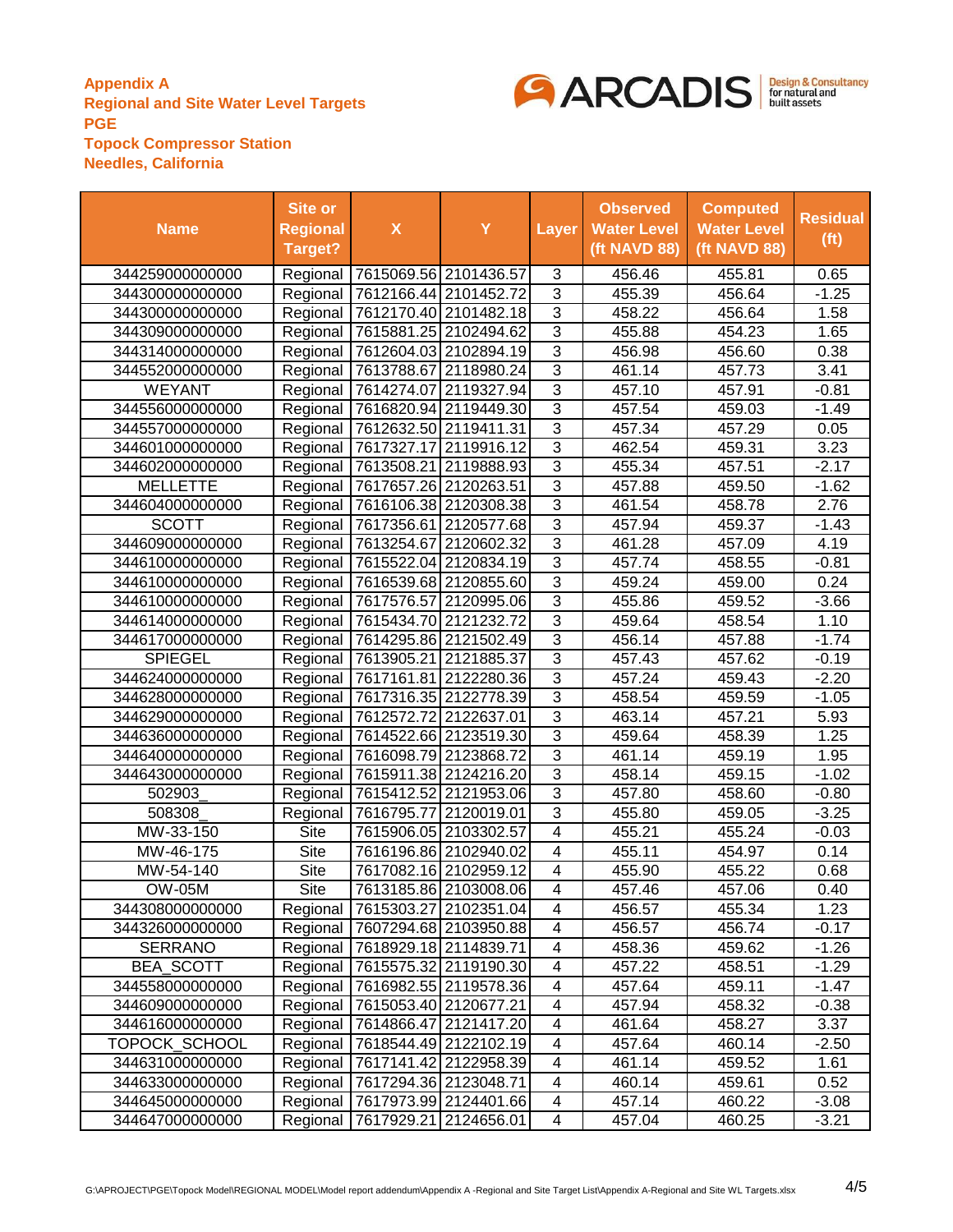**Appendix A**
**Regional and Site Water Level Targets**
**PGE**
**Topock Compressor Station**
**Needles, California**

| Name | Site or Regional Target? | X | Y | Layer | Observed Water Level (ft NAVD 88) | Computed Water Level (ft NAVD 88) | Residual (ft) |
|---|---|---|---|---|---|---|---|
| 344259000000000 | Regional | 7615069.56 | 2101436.57 | 3 | 456.46 | 455.81 | 0.65 |
| 344300000000000 | Regional | 7612166.44 | 2101452.72 | 3 | 455.39 | 456.64 | -1.25 |
| 344300000000000 | Regional | 7612170.40 | 2101482.18 | 3 | 458.22 | 456.64 | 1.58 |
| 344309000000000 | Regional | 7615881.25 | 2102494.62 | 3 | 455.88 | 454.23 | 1.65 |
| 344314000000000 | Regional | 7612604.03 | 2102894.19 | 3 | 456.98 | 456.60 | 0.38 |
| 344552000000000 | Regional | 7613788.67 | 2118980.24 | 3 | 461.14 | 457.73 | 3.41 |
| WEYANT | Regional | 7614274.07 | 2119327.94 | 3 | 457.10 | 457.91 | -0.81 |
| 344556000000000 | Regional | 7616820.94 | 2119449.30 | 3 | 457.54 | 459.03 | -1.49 |
| 344557000000000 | Regional | 7612632.50 | 2119411.31 | 3 | 457.34 | 457.29 | 0.05 |
| 344601000000000 | Regional | 7617327.17 | 2119916.12 | 3 | 462.54 | 459.31 | 3.23 |
| 344602000000000 | Regional | 7613508.21 | 2119888.93 | 3 | 455.34 | 457.51 | -2.17 |
| MELLETTE | Regional | 7617657.26 | 2120263.51 | 3 | 457.88 | 459.50 | -1.62 |
| 344604000000000 | Regional | 7616106.38 | 2120308.38 | 3 | 461.54 | 458.78 | 2.76 |
| SCOTT | Regional | 7617356.61 | 2120577.68 | 3 | 457.94 | 459.37 | -1.43 |
| 344609000000000 | Regional | 7613254.67 | 2120602.32 | 3 | 461.28 | 457.09 | 4.19 |
| 344610000000000 | Regional | 7615522.04 | 2120834.19 | 3 | 457.74 | 458.55 | -0.81 |
| 344610000000000 | Regional | 7616539.68 | 2120855.60 | 3 | 459.24 | 459.00 | 0.24 |
| 344610000000000 | Regional | 7617576.57 | 2120995.06 | 3 | 455.86 | 459.52 | -3.66 |
| 344614000000000 | Regional | 7615434.70 | 2121232.72 | 3 | 459.64 | 458.54 | 1.10 |
| 344617000000000 | Regional | 7614295.86 | 2121502.49 | 3 | 456.14 | 457.88 | -1.74 |
| SPIEGEL | Regional | 7613905.21 | 2121885.37 | 3 | 457.43 | 457.62 | -0.19 |
| 344624000000000 | Regional | 7617161.81 | 2122280.36 | 3 | 457.24 | 459.43 | -2.20 |
| 344628000000000 | Regional | 7617316.35 | 2122778.39 | 3 | 458.54 | 459.59 | -1.05 |
| 344629000000000 | Regional | 7612572.72 | 2122637.01 | 3 | 463.14 | 457.21 | 5.93 |
| 344636000000000 | Regional | 7614522.66 | 2123519.30 | 3 | 459.64 | 458.39 | 1.25 |
| 344640000000000 | Regional | 7616098.79 | 2123868.72 | 3 | 461.14 | 459.19 | 1.95 |
| 344643000000000 | Regional | 7615911.38 | 2124216.20 | 3 | 458.14 | 459.15 | -1.02 |
| 502903_ | Regional | 7615412.52 | 2121953.06 | 3 | 457.80 | 458.60 | -0.80 |
| 508308_ | Regional | 7616795.77 | 2120019.01 | 3 | 455.80 | 459.05 | -3.25 |
| MW-33-150 | Site | 7615906.05 | 2103302.57 | 4 | 455.21 | 455.24 | -0.03 |
| MW-46-175 | Site | 7616196.86 | 2102940.02 | 4 | 455.11 | 454.97 | 0.14 |
| MW-54-140 | Site | 7617082.16 | 2102959.12 | 4 | 455.90 | 455.22 | 0.68 |
| OW-05M | Site | 7613185.86 | 2103008.06 | 4 | 457.46 | 457.06 | 0.40 |
| 344308000000000 | Regional | 7615303.27 | 2102351.04 | 4 | 456.57 | 455.34 | 1.23 |
| 344326000000000 | Regional | 7607294.68 | 2103950.88 | 4 | 456.57 | 456.74 | -0.17 |
| SERRANO | Regional | 7618929.18 | 2114839.71 | 4 | 458.36 | 459.62 | -1.26 |
| BEA_SCOTT | Regional | 7615575.32 | 2119190.30 | 4 | 457.22 | 458.51 | -1.29 |
| 344558000000000 | Regional | 7616982.55 | 2119578.36 | 4 | 457.64 | 459.11 | -1.47 |
| 344609000000000 | Regional | 7615053.40 | 2120677.21 | 4 | 457.94 | 458.32 | -0.38 |
| 344616000000000 | Regional | 7614866.47 | 2121417.20 | 4 | 461.64 | 458.27 | 3.37 |
| TOPOCK_SCHOOL | Regional | 7618544.49 | 2122102.19 | 4 | 457.64 | 460.14 | -2.50 |
| 344631000000000 | Regional | 7617141.42 | 2122958.39 | 4 | 461.14 | 459.52 | 1.61 |
| 344633000000000 | Regional | 7617294.36 | 2123048.71 | 4 | 460.14 | 459.61 | 0.52 |
| 344645000000000 | Regional | 7617973.99 | 2124401.66 | 4 | 457.14 | 460.22 | -3.08 |
| 344647000000000 | Regional | 7617929.21 | 2124656.01 | 4 | 457.04 | 460.25 | -3.21 |

G:\APROJECT\PGE\Topock Model\REGIONAL MODEL\Model report addendum\Appendix A -Regional and Site Target List\Appendix A-Regional and Site WL Targets.xlsx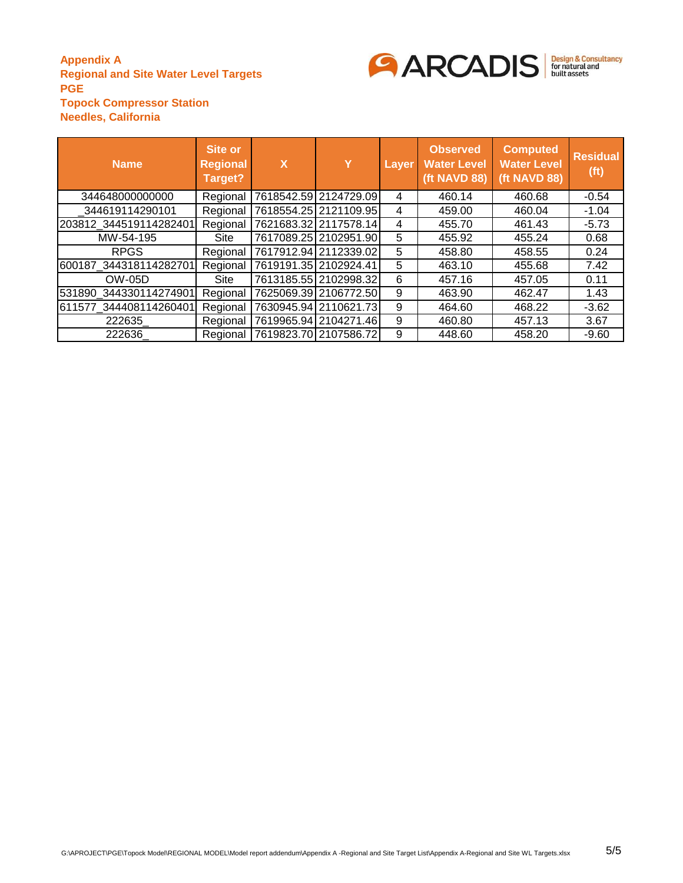**Appendix A**
**Regional and Site Water Level Targets**
**PGE**
**Topock Compressor Station**
**Needles, California**

| Name | Site or Regional Target? | X | Y | Layer | Observed Water Level (ft NAVD 88) | Computed Water Level (ft NAVD 88) | Residual (ft) |
|---|---|---|---|---|---|---|---|
| 344648000000000 | Regional | 7618542.59 | 2124729.09 | 4 | 460.14 | 460.68 | -0.54 |
| _344619114290101 | Regional | 7618554.25 | 2121109.95 | 4 | 459.00 | 460.04 | -1.04 |
| 203812_344519114282401 | Regional | 7621683.32 | 2117578.14 | 4 | 455.70 | 461.43 | -5.73 |
| MW-54-195 | Site | 7617089.25 | 2102951.90 | 5 | 455.92 | 455.24 | 0.68 |
| RPGS | Regional | 7617912.94 | 2112339.02 | 5 | 458.80 | 458.55 | 0.24 |
| 600187_344318114282701 | Regional | 7619191.35 | 2102924.41 | 5 | 463.10 | 455.68 | 7.42 |
| OW-05D | Site | 7613185.55 | 2102998.32 | 6 | 457.16 | 457.05 | 0.11 |
| 531890_344330114274901 | Regional | 7625069.39 | 2106772.50 | 9 | 463.90 | 462.47 | 1.43 |
| 611577_344408114260401 | Regional | 7630945.94 | 2110621.73 | 9 | 464.60 | 468.22 | -3.62 |
| 222635_ | Regional | 7619965.94 | 2104271.46 | 9 | 460.80 | 457.13 | 3.67 |
| 222636_ | Regional | 7619823.70 | 2107586.72 | 9 | 448.60 | 458.20 | -9.60 |

G:\APROJECT\PGE\Topock Model\REGIONAL MODEL\Model report addendum\Appendix A -Regional and Site Target List\Appendix A-Regional and Site WL Targets.xlsx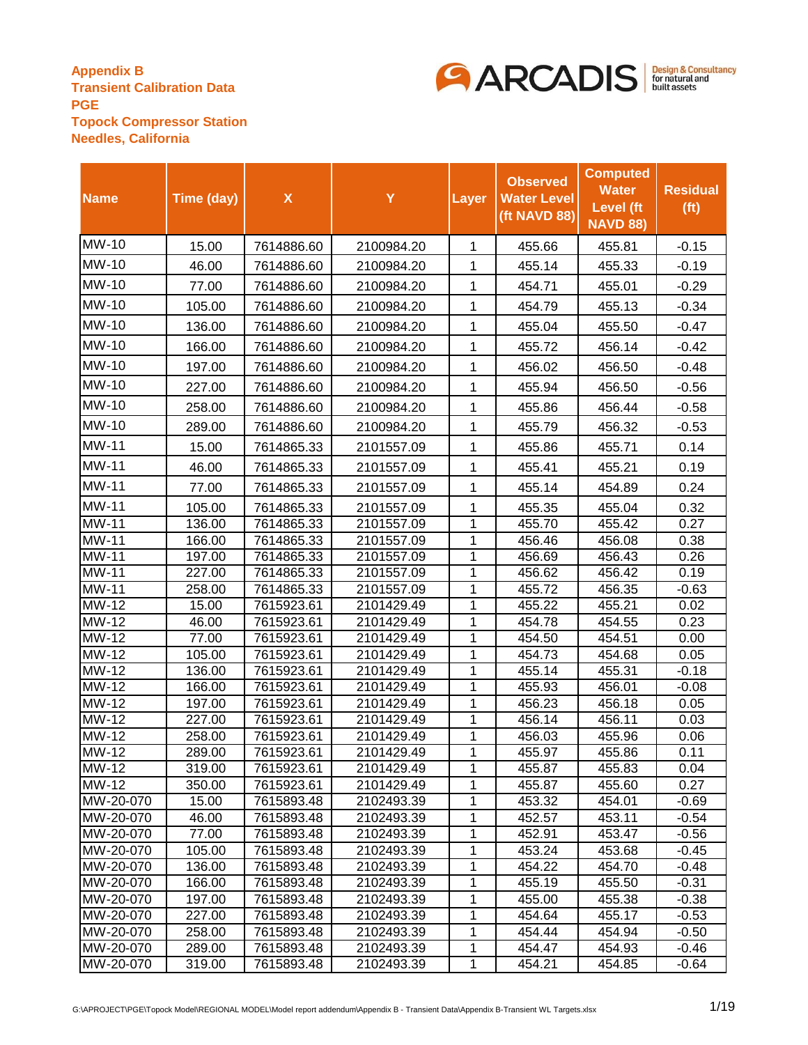**Appendix B**
**Transient Calibration Data**
**PGE**
**Topock Compressor Station**
**Needles, California**

| Name | Time (day) | X | Y | Layer | Observed Water Level (ft NAVD 88) | Computed Water Level (ft NAVD 88) | Residual (ft) |
|---|---|---|---|---|---|---|---|
| MW-10 | 15.00 | 7614886.60 | 2100984.20 | 1 | 455.66 | 455.81 | -0.15 |
| MW-10 | 46.00 | 7614886.60 | 2100984.20 | 1 | 455.14 | 455.33 | -0.19 |
| MW-10 | 77.00 | 7614886.60 | 2100984.20 | 1 | 454.71 | 455.01 | -0.29 |
| MW-10 | 105.00 | 7614886.60 | 2100984.20 | 1 | 454.79 | 455.13 | -0.34 |
| MW-10 | 136.00 | 7614886.60 | 2100984.20 | 1 | 455.04 | 455.50 | -0.47 |
| MW-10 | 166.00 | 7614886.60 | 2100984.20 | 1 | 455.72 | 456.14 | -0.42 |
| MW-10 | 197.00 | 7614886.60 | 2100984.20 | 1 | 456.02 | 456.50 | -0.48 |
| MW-10 | 227.00 | 7614886.60 | 2100984.20 | 1 | 455.94 | 456.50 | -0.56 |
| MW-10 | 258.00 | 7614886.60 | 2100984.20 | 1 | 455.86 | 456.44 | -0.58 |
| MW-10 | 289.00 | 7614886.60 | 2100984.20 | 1 | 455.79 | 456.32 | -0.53 |
| MW-11 | 15.00 | 7614865.33 | 2101557.09 | 1 | 455.86 | 455.71 | 0.14 |
| MW-11 | 46.00 | 7614865.33 | 2101557.09 | 1 | 455.41 | 455.21 | 0.19 |
| MW-11 | 77.00 | 7614865.33 | 2101557.09 | 1 | 455.14 | 454.89 | 0.24 |
| MW-11 | 105.00 | 7614865.33 | 2101557.09 | 1 | 455.35 | 455.04 | 0.32 |
| MW-11 | 136.00 | 7614865.33 | 2101557.09 | 1 | 455.70 | 455.42 | 0.27 |
| MW-11 | 166.00 | 7614865.33 | 2101557.09 | 1 | 456.46 | 456.08 | 0.38 |
| MW-11 | 197.00 | 7614865.33 | 2101557.09 | 1 | 456.69 | 456.43 | 0.26 |
| MW-11 | 227.00 | 7614865.33 | 2101557.09 | 1 | 456.62 | 456.42 | 0.19 |
| MW-11 | 258.00 | 7614865.33 | 2101557.09 | 1 | 455.72 | 456.35 | -0.63 |
| MW-12 | 15.00 | 7615923.61 | 2101429.49 | 1 | 455.22 | 455.21 | 0.02 |
| MW-12 | 46.00 | 7615923.61 | 2101429.49 | 1 | 454.78 | 454.55 | 0.23 |
| MW-12 | 77.00 | 7615923.61 | 2101429.49 | 1 | 454.50 | 454.51 | 0.00 |
| MW-12 | 105.00 | 7615923.61 | 2101429.49 | 1 | 454.73 | 454.68 | 0.05 |
| MW-12 | 136.00 | 7615923.61 | 2101429.49 | 1 | 455.14 | 455.31 | -0.18 |
| MW-12 | 166.00 | 7615923.61 | 2101429.49 | 1 | 455.93 | 456.01 | -0.08 |
| MW-12 | 197.00 | 7615923.61 | 2101429.49 | 1 | 456.23 | 456.18 | 0.05 |
| MW-12 | 227.00 | 7615923.61 | 2101429.49 | 1 | 456.14 | 456.11 | 0.03 |
| MW-12 | 258.00 | 7615923.61 | 2101429.49 | 1 | 456.03 | 455.96 | 0.06 |
| MW-12 | 289.00 | 7615923.61 | 2101429.49 | 1 | 455.97 | 455.86 | 0.11 |
| MW-12 | 319.00 | 7615923.61 | 2101429.49 | 1 | 455.87 | 455.83 | 0.04 |
| MW-12 | 350.00 | 7615923.61 | 2101429.49 | 1 | 455.87 | 455.60 | 0.27 |
| MW-20-070 | 15.00 | 7615893.48 | 2102493.39 | 1 | 453.32 | 454.01 | -0.69 |
| MW-20-070 | 46.00 | 7615893.48 | 2102493.39 | 1 | 452.57 | 453.11 | -0.54 |
| MW-20-070 | 77.00 | 7615893.48 | 2102493.39 | 1 | 452.91 | 453.47 | -0.56 |
| MW-20-070 | 105.00 | 7615893.48 | 2102493.39 | 1 | 453.24 | 453.68 | -0.45 |
| MW-20-070 | 136.00 | 7615893.48 | 2102493.39 | 1 | 454.22 | 454.70 | -0.48 |
| MW-20-070 | 166.00 | 7615893.48 | 2102493.39 | 1 | 455.19 | 455.50 | -0.31 |
| MW-20-070 | 197.00 | 7615893.48 | 2102493.39 | 1 | 455.00 | 455.38 | -0.38 |
| MW-20-070 | 227.00 | 7615893.48 | 2102493.39 | 1 | 454.64 | 455.17 | -0.53 |
| MW-20-070 | 258.00 | 7615893.48 | 2102493.39 | 1 | 454.44 | 454.94 | -0.50 |
| MW-20-070 | 289.00 | 7615893.48 | 2102493.39 | 1 | 454.47 | 454.93 | -0.46 |
| MW-20-070 | 319.00 | 7615893.48 | 2102493.39 | 1 | 454.21 | 454.85 | -0.64 |

G:\APROJECT\PGE\Topock Model\REGIONAL MODEL\Model report addendum\Appendix B - Transient Data\Appendix B-Transient WL Targets.xlsx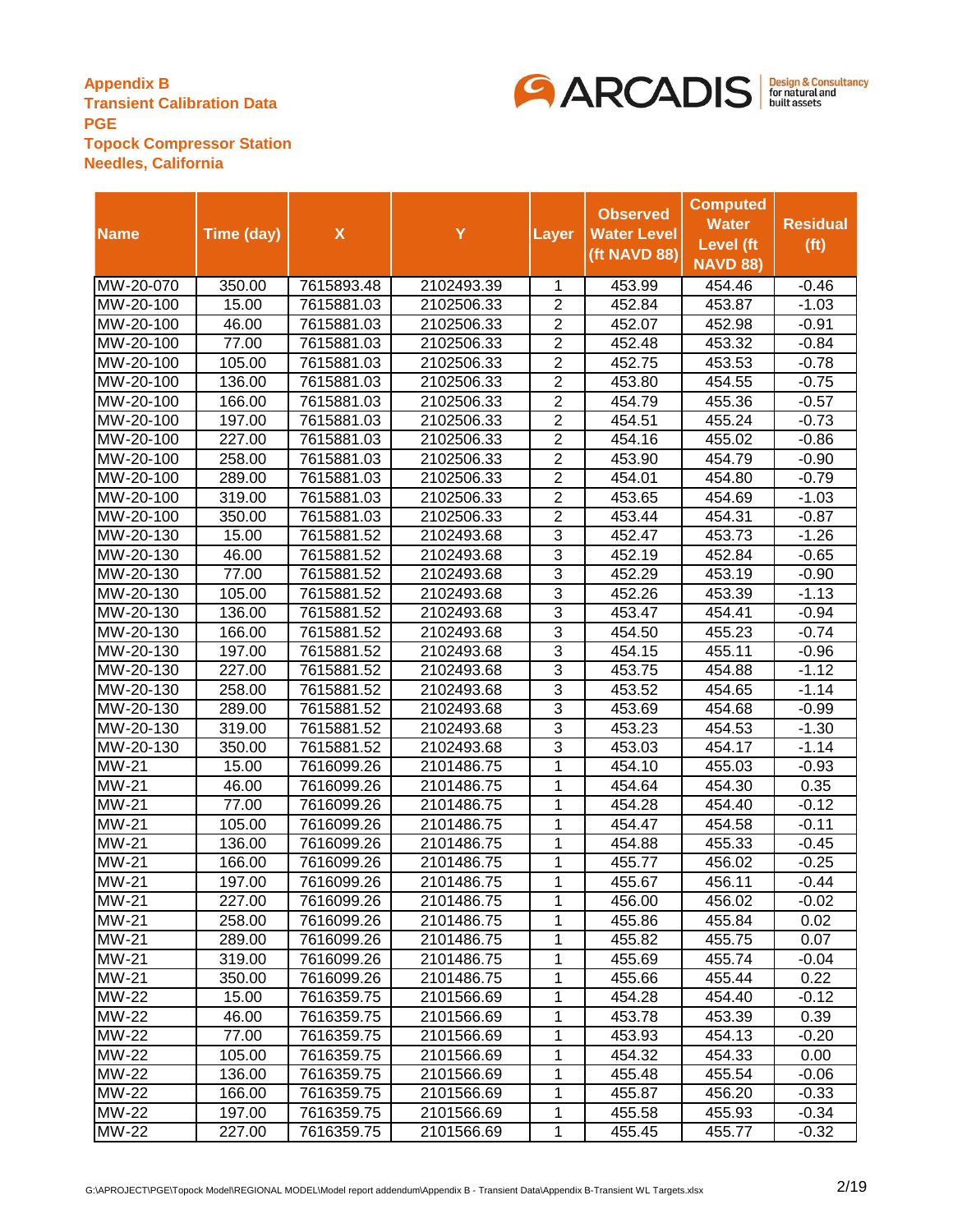**Appendix B**
**Transient Calibration Data**
**PGE**
**Topock Compressor Station**
**Needles, California**

| Name | Time (day) | X | Y | Layer | Observed Water Level (ft NAVD 88) | Computed Water Level (ft NAVD 88) | Residual (ft) |
|---|---|---|---|---|---|---|---|
| MW-20-070 | 350.00 | 7615893.48 | 2102493.39 | 1 | 453.99 | 454.46 | -0.46 |
| MW-20-100 | 15.00 | 7615881.03 | 2102506.33 | 2 | 452.84 | 453.87 | -1.03 |
| MW-20-100 | 46.00 | 7615881.03 | 2102506.33 | 2 | 452.07 | 452.98 | -0.91 |
| MW-20-100 | 77.00 | 7615881.03 | 2102506.33 | 2 | 452.48 | 453.32 | -0.84 |
| MW-20-100 | 105.00 | 7615881.03 | 2102506.33 | 2 | 452.75 | 453.53 | -0.78 |
| MW-20-100 | 136.00 | 7615881.03 | 2102506.33 | 2 | 453.80 | 454.55 | -0.75 |
| MW-20-100 | 166.00 | 7615881.03 | 2102506.33 | 2 | 454.79 | 455.36 | -0.57 |
| MW-20-100 | 197.00 | 7615881.03 | 2102506.33 | 2 | 454.51 | 455.24 | -0.73 |
| MW-20-100 | 227.00 | 7615881.03 | 2102506.33 | 2 | 454.16 | 455.02 | -0.86 |
| MW-20-100 | 258.00 | 7615881.03 | 2102506.33 | 2 | 453.90 | 454.79 | -0.90 |
| MW-20-100 | 289.00 | 7615881.03 | 2102506.33 | 2 | 454.01 | 454.80 | -0.79 |
| MW-20-100 | 319.00 | 7615881.03 | 2102506.33 | 2 | 453.65 | 454.69 | -1.03 |
| MW-20-100 | 350.00 | 7615881.03 | 2102506.33 | 2 | 453.44 | 454.31 | -0.87 |
| MW-20-130 | 15.00 | 7615881.52 | 2102493.68 | 3 | 452.47 | 453.73 | -1.26 |
| MW-20-130 | 46.00 | 7615881.52 | 2102493.68 | 3 | 452.19 | 452.84 | -0.65 |
| MW-20-130 | 77.00 | 7615881.52 | 2102493.68 | 3 | 452.29 | 453.19 | -0.90 |
| MW-20-130 | 105.00 | 7615881.52 | 2102493.68 | 3 | 452.26 | 453.39 | -1.13 |
| MW-20-130 | 136.00 | 7615881.52 | 2102493.68 | 3 | 453.47 | 454.41 | -0.94 |
| MW-20-130 | 166.00 | 7615881.52 | 2102493.68 | 3 | 454.50 | 455.23 | -0.74 |
| MW-20-130 | 197.00 | 7615881.52 | 2102493.68 | 3 | 454.15 | 455.11 | -0.96 |
| MW-20-130 | 227.00 | 7615881.52 | 2102493.68 | 3 | 453.75 | 454.88 | -1.12 |
| MW-20-130 | 258.00 | 7615881.52 | 2102493.68 | 3 | 453.52 | 454.65 | -1.14 |
| MW-20-130 | 289.00 | 7615881.52 | 2102493.68 | 3 | 453.69 | 454.68 | -0.99 |
| MW-20-130 | 319.00 | 7615881.52 | 2102493.68 | 3 | 453.23 | 454.53 | -1.30 |
| MW-20-130 | 350.00 | 7615881.52 | 2102493.68 | 3 | 453.03 | 454.17 | -1.14 |
| MW-21 | 15.00 | 7616099.26 | 2101486.75 | 1 | 454.10 | 455.03 | -0.93 |
| MW-21 | 46.00 | 7616099.26 | 2101486.75 | 1 | 454.64 | 454.30 | 0.35 |
| MW-21 | 77.00 | 7616099.26 | 2101486.75 | 1 | 454.28 | 454.40 | -0.12 |
| MW-21 | 105.00 | 7616099.26 | 2101486.75 | 1 | 454.47 | 454.58 | -0.11 |
| MW-21 | 136.00 | 7616099.26 | 2101486.75 | 1 | 454.88 | 455.33 | -0.45 |
| MW-21 | 166.00 | 7616099.26 | 2101486.75 | 1 | 455.77 | 456.02 | -0.25 |
| MW-21 | 197.00 | 7616099.26 | 2101486.75 | 1 | 455.67 | 456.11 | -0.44 |
| MW-21 | 227.00 | 7616099.26 | 2101486.75 | 1 | 456.00 | 456.02 | -0.02 |
| MW-21 | 258.00 | 7616099.26 | 2101486.75 | 1 | 455.86 | 455.84 | 0.02 |
| MW-21 | 289.00 | 7616099.26 | 2101486.75 | 1 | 455.82 | 455.75 | 0.07 |
| MW-21 | 319.00 | 7616099.26 | 2101486.75 | 1 | 455.69 | 455.74 | -0.04 |
| MW-21 | 350.00 | 7616099.26 | 2101486.75 | 1 | 455.66 | 455.44 | 0.22 |
| MW-22 | 15.00 | 7616359.75 | 2101566.69 | 1 | 454.28 | 454.40 | -0.12 |
| MW-22 | 46.00 | 7616359.75 | 2101566.69 | 1 | 453.78 | 453.39 | 0.39 |
| MW-22 | 77.00 | 7616359.75 | 2101566.69 | 1 | 453.93 | 454.13 | -0.20 |
| MW-22 | 105.00 | 7616359.75 | 2101566.69 | 1 | 454.32 | 454.33 | 0.00 |
| MW-22 | 136.00 | 7616359.75 | 2101566.69 | 1 | 455.48 | 455.54 | -0.06 |
| MW-22 | 166.00 | 7616359.75 | 2101566.69 | 1 | 455.87 | 456.20 | -0.33 |
| MW-22 | 197.00 | 7616359.75 | 2101566.69 | 1 | 455.58 | 455.93 | -0.34 |
| MW-22 | 227.00 | 7616359.75 | 2101566.69 | 1 | 455.45 | 455.77 | -0.32 |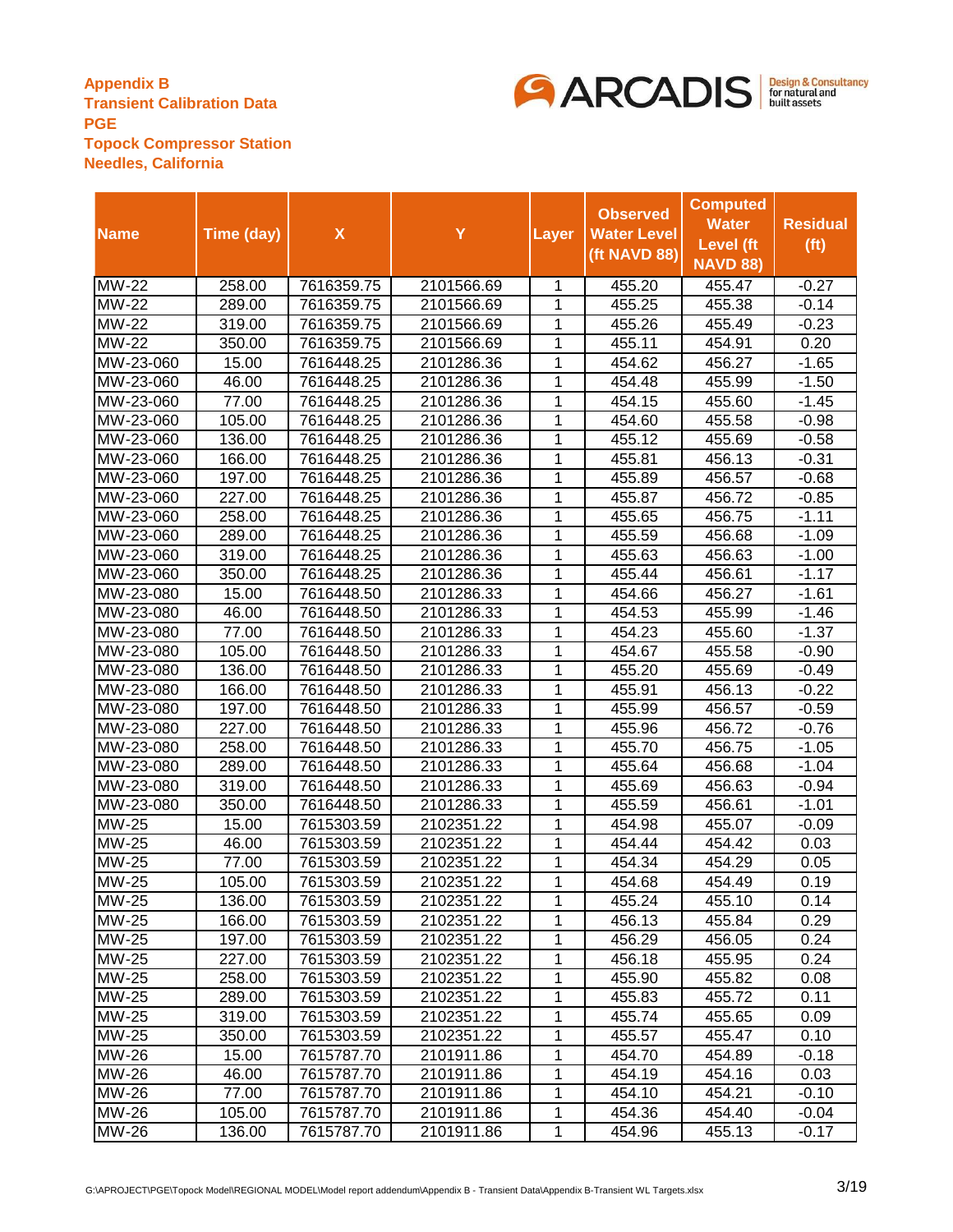**Appendix B**
**Transient Calibration Data**
**PGE**
**Topock Compressor Station**
**Needles, California**

| Name | Time (day) | X | Y | Layer | Observed Water Level (ft NAVD 88) | Computed Water Level (ft NAVD 88) | Residual (ft) |
|---|---|---|---|---|---|---|---|
| MW-22 | 258.00 | 7616359.75 | 2101566.69 | 1 | 455.20 | 455.47 | -0.27 |
| MW-22 | 289.00 | 7616359.75 | 2101566.69 | 1 | 455.25 | 455.38 | -0.14 |
| MW-22 | 319.00 | 7616359.75 | 2101566.69 | 1 | 455.26 | 455.49 | -0.23 |
| MW-22 | 350.00 | 7616359.75 | 2101566.69 | 1 | 455.11 | 454.91 | 0.20 |
| MW-23-060 | 15.00 | 7616448.25 | 2101286.36 | 1 | 454.62 | 456.27 | -1.65 |
| MW-23-060 | 46.00 | 7616448.25 | 2101286.36 | 1 | 454.48 | 455.99 | -1.50 |
| MW-23-060 | 77.00 | 7616448.25 | 2101286.36 | 1 | 454.15 | 455.60 | -1.45 |
| MW-23-060 | 105.00 | 7616448.25 | 2101286.36 | 1 | 454.60 | 455.58 | -0.98 |
| MW-23-060 | 136.00 | 7616448.25 | 2101286.36 | 1 | 455.12 | 455.69 | -0.58 |
| MW-23-060 | 166.00 | 7616448.25 | 2101286.36 | 1 | 455.81 | 456.13 | -0.31 |
| MW-23-060 | 197.00 | 7616448.25 | 2101286.36 | 1 | 455.89 | 456.57 | -0.68 |
| MW-23-060 | 227.00 | 7616448.25 | 2101286.36 | 1 | 455.87 | 456.72 | -0.85 |
| MW-23-060 | 258.00 | 7616448.25 | 2101286.36 | 1 | 455.65 | 456.75 | -1.11 |
| MW-23-060 | 289.00 | 7616448.25 | 2101286.36 | 1 | 455.59 | 456.68 | -1.09 |
| MW-23-060 | 319.00 | 7616448.25 | 2101286.36 | 1 | 455.63 | 456.63 | -1.00 |
| MW-23-060 | 350.00 | 7616448.25 | 2101286.36 | 1 | 455.44 | 456.61 | -1.17 |
| MW-23-080 | 15.00 | 7616448.50 | 2101286.33 | 1 | 454.66 | 456.27 | -1.61 |
| MW-23-080 | 46.00 | 7616448.50 | 2101286.33 | 1 | 454.53 | 455.99 | -1.46 |
| MW-23-080 | 77.00 | 7616448.50 | 2101286.33 | 1 | 454.23 | 455.60 | -1.37 |
| MW-23-080 | 105.00 | 7616448.50 | 2101286.33 | 1 | 454.67 | 455.58 | -0.90 |
| MW-23-080 | 136.00 | 7616448.50 | 2101286.33 | 1 | 455.20 | 455.69 | -0.49 |
| MW-23-080 | 166.00 | 7616448.50 | 2101286.33 | 1 | 455.91 | 456.13 | -0.22 |
| MW-23-080 | 197.00 | 7616448.50 | 2101286.33 | 1 | 455.99 | 456.57 | -0.59 |
| MW-23-080 | 227.00 | 7616448.50 | 2101286.33 | 1 | 455.96 | 456.72 | -0.76 |
| MW-23-080 | 258.00 | 7616448.50 | 2101286.33 | 1 | 455.70 | 456.75 | -1.05 |
| MW-23-080 | 289.00 | 7616448.50 | 2101286.33 | 1 | 455.64 | 456.68 | -1.04 |
| MW-23-080 | 319.00 | 7616448.50 | 2101286.33 | 1 | 455.69 | 456.63 | -0.94 |
| MW-23-080 | 350.00 | 7616448.50 | 2101286.33 | 1 | 455.59 | 456.61 | -1.01 |
| MW-25 | 15.00 | 7615303.59 | 2102351.22 | 1 | 454.98 | 455.07 | -0.09 |
| MW-25 | 46.00 | 7615303.59 | 2102351.22 | 1 | 454.44 | 454.42 | 0.03 |
| MW-25 | 77.00 | 7615303.59 | 2102351.22 | 1 | 454.34 | 454.29 | 0.05 |
| MW-25 | 105.00 | 7615303.59 | 2102351.22 | 1 | 454.68 | 454.49 | 0.19 |
| MW-25 | 136.00 | 7615303.59 | 2102351.22 | 1 | 455.24 | 455.10 | 0.14 |
| MW-25 | 166.00 | 7615303.59 | 2102351.22 | 1 | 456.13 | 455.84 | 0.29 |
| MW-25 | 197.00 | 7615303.59 | 2102351.22 | 1 | 456.29 | 456.05 | 0.24 |
| MW-25 | 227.00 | 7615303.59 | 2102351.22 | 1 | 456.18 | 455.95 | 0.24 |
| MW-25 | 258.00 | 7615303.59 | 2102351.22 | 1 | 455.90 | 455.82 | 0.08 |
| MW-25 | 289.00 | 7615303.59 | 2102351.22 | 1 | 455.83 | 455.72 | 0.11 |
| MW-25 | 319.00 | 7615303.59 | 2102351.22 | 1 | 455.74 | 455.65 | 0.09 |
| MW-25 | 350.00 | 7615303.59 | 2102351.22 | 1 | 455.57 | 455.47 | 0.10 |
| MW-26 | 15.00 | 7615787.70 | 2101911.86 | 1 | 454.70 | 454.89 | -0.18 |
| MW-26 | 46.00 | 7615787.70 | 2101911.86 | 1 | 454.19 | 454.16 | 0.03 |
| MW-26 | 77.00 | 7615787.70 | 2101911.86 | 1 | 454.10 | 454.21 | -0.10 |
| MW-26 | 105.00 | 7615787.70 | 2101911.86 | 1 | 454.36 | 454.40 | -0.04 |
| MW-26 | 136.00 | 7615787.70 | 2101911.86 | 1 | 454.96 | 455.13 | -0.17 |

G:\APROJECT\PGE\Topock Model\REGIONAL MODEL\Model report addendum\Appendix B - Transient Data\Appendix B-Transient WL Targets.xlsx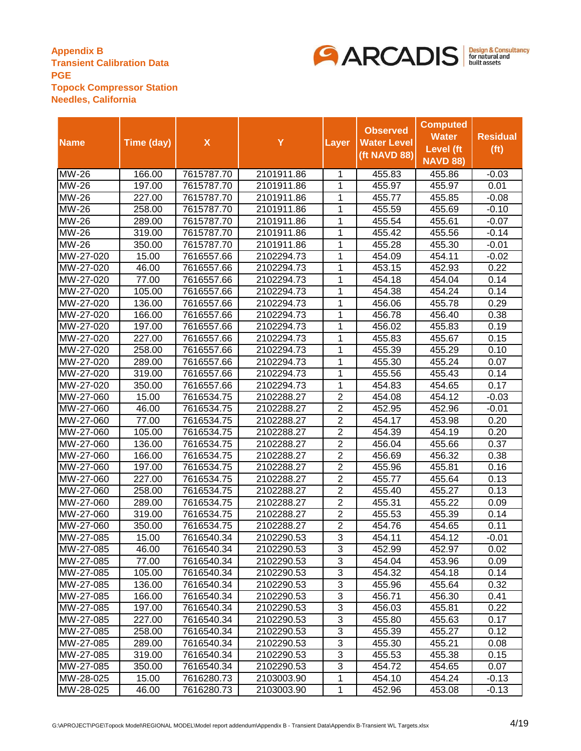**Appendix B**
**Transient Calibration Data**
**PGE**
**Topock Compressor Station**
**Needles, California**

| Name | Time (day) | X | Y | Layer | Observed Water Level (ft NAVD 88) | Computed Water Level (ft NAVD 88) | Residual (ft) |
|---|---|---|---|---|---|---|---|
| MW-26 | 166.00 | 7615787.70 | 2101911.86 | 1 | 455.83 | 455.86 | -0.03 |
| MW-26 | 197.00 | 7615787.70 | 2101911.86 | 1 | 455.97 | 455.97 | 0.01 |
| MW-26 | 227.00 | 7615787.70 | 2101911.86 | 1 | 455.77 | 455.85 | -0.08 |
| MW-26 | 258.00 | 7615787.70 | 2101911.86 | 1 | 455.59 | 455.69 | -0.10 |
| MW-26 | 289.00 | 7615787.70 | 2101911.86 | 1 | 455.54 | 455.61 | -0.07 |
| MW-26 | 319.00 | 7615787.70 | 2101911.86 | 1 | 455.42 | 455.56 | -0.14 |
| MW-26 | 350.00 | 7615787.70 | 2101911.86 | 1 | 455.28 | 455.30 | -0.01 |
| MW-27-020 | 15.00 | 7616557.66 | 2102294.73 | 1 | 454.09 | 454.11 | -0.02 |
| MW-27-020 | 46.00 | 7616557.66 | 2102294.73 | 1 | 453.15 | 452.93 | 0.22 |
| MW-27-020 | 77.00 | 7616557.66 | 2102294.73 | 1 | 454.18 | 454.04 | 0.14 |
| MW-27-020 | 105.00 | 7616557.66 | 2102294.73 | 1 | 454.38 | 454.24 | 0.14 |
| MW-27-020 | 136.00 | 7616557.66 | 2102294.73 | 1 | 456.06 | 455.78 | 0.29 |
| MW-27-020 | 166.00 | 7616557.66 | 2102294.73 | 1 | 456.78 | 456.40 | 0.38 |
| MW-27-020 | 197.00 | 7616557.66 | 2102294.73 | 1 | 456.02 | 455.83 | 0.19 |
| MW-27-020 | 227.00 | 7616557.66 | 2102294.73 | 1 | 455.83 | 455.67 | 0.15 |
| MW-27-020 | 258.00 | 7616557.66 | 2102294.73 | 1 | 455.39 | 455.29 | 0.10 |
| MW-27-020 | 289.00 | 7616557.66 | 2102294.73 | 1 | 455.30 | 455.24 | 0.07 |
| MW-27-020 | 319.00 | 7616557.66 | 2102294.73 | 1 | 455.56 | 455.43 | 0.14 |
| MW-27-020 | 350.00 | 7616557.66 | 2102294.73 | 1 | 454.83 | 454.65 | 0.17 |
| MW-27-060 | 15.00 | 7616534.75 | 2102288.27 | 2 | 454.08 | 454.12 | -0.03 |
| MW-27-060 | 46.00 | 7616534.75 | 2102288.27 | 2 | 452.95 | 452.96 | -0.01 |
| MW-27-060 | 77.00 | 7616534.75 | 2102288.27 | 2 | 454.17 | 453.98 | 0.20 |
| MW-27-060 | 105.00 | 7616534.75 | 2102288.27 | 2 | 454.39 | 454.19 | 0.20 |
| MW-27-060 | 136.00 | 7616534.75 | 2102288.27 | 2 | 456.04 | 455.66 | 0.37 |
| MW-27-060 | 166.00 | 7616534.75 | 2102288.27 | 2 | 456.69 | 456.32 | 0.38 |
| MW-27-060 | 197.00 | 7616534.75 | 2102288.27 | 2 | 455.96 | 455.81 | 0.16 |
| MW-27-060 | 227.00 | 7616534.75 | 2102288.27 | 2 | 455.77 | 455.64 | 0.13 |
| MW-27-060 | 258.00 | 7616534.75 | 2102288.27 | 2 | 455.40 | 455.27 | 0.13 |
| MW-27-060 | 289.00 | 7616534.75 | 2102288.27 | 2 | 455.31 | 455.22 | 0.09 |
| MW-27-060 | 319.00 | 7616534.75 | 2102288.27 | 2 | 455.53 | 455.39 | 0.14 |
| MW-27-060 | 350.00 | 7616534.75 | 2102288.27 | 2 | 454.76 | 454.65 | 0.11 |
| MW-27-085 | 15.00 | 7616540.34 | 2102290.53 | 3 | 454.11 | 454.12 | -0.01 |
| MW-27-085 | 46.00 | 7616540.34 | 2102290.53 | 3 | 452.99 | 452.97 | 0.02 |
| MW-27-085 | 77.00 | 7616540.34 | 2102290.53 | 3 | 454.04 | 453.96 | 0.09 |
| MW-27-085 | 105.00 | 7616540.34 | 2102290.53 | 3 | 454.32 | 454.18 | 0.14 |
| MW-27-085 | 136.00 | 7616540.34 | 2102290.53 | 3 | 455.96 | 455.64 | 0.32 |
| MW-27-085 | 166.00 | 7616540.34 | 2102290.53 | 3 | 456.71 | 456.30 | 0.41 |
| MW-27-085 | 197.00 | 7616540.34 | 2102290.53 | 3 | 456.03 | 455.81 | 0.22 |
| MW-27-085 | 227.00 | 7616540.34 | 2102290.53 | 3 | 455.80 | 455.63 | 0.17 |
| MW-27-085 | 258.00 | 7616540.34 | 2102290.53 | 3 | 455.39 | 455.27 | 0.12 |
| MW-27-085 | 289.00 | 7616540.34 | 2102290.53 | 3 | 455.30 | 455.21 | 0.08 |
| MW-27-085 | 319.00 | 7616540.34 | 2102290.53 | 3 | 455.53 | 455.38 | 0.15 |
| MW-27-085 | 350.00 | 7616540.34 | 2102290.53 | 3 | 454.72 | 454.65 | 0.07 |
| MW-28-025 | 15.00 | 7616280.73 | 2103003.90 | 1 | 454.10 | 454.24 | -0.13 |
| MW-28-025 | 46.00 | 7616280.73 | 2103003.90 | 1 | 452.96 | 453.08 | -0.13 |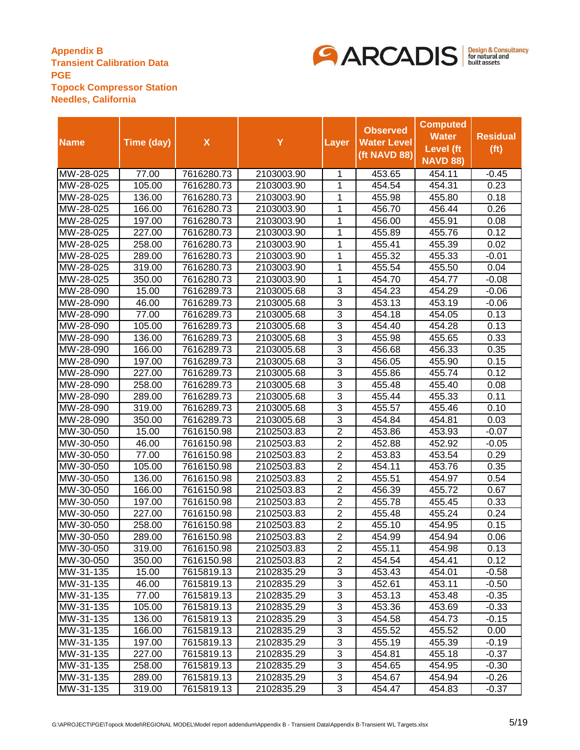**Appendix B**
**Transient Calibration Data**
**PGE**
**Topock Compressor Station**
**Needles, California**

| Name | Time (day) | X | Y | Layer | Observed Water Level (ft NAVD 88) | Computed Water Level (ft NAVD 88) | Residual (ft) |
|---|---|---|---|---|---|---|---|
| MW-28-025 | 77.00 | 7616280.73 | 2103003.90 | 1 | 453.65 | 454.11 | -0.45 |
| MW-28-025 | 105.00 | 7616280.73 | 2103003.90 | 1 | 454.54 | 454.31 | 0.23 |
| MW-28-025 | 136.00 | 7616280.73 | 2103003.90 | 1 | 455.98 | 455.80 | 0.18 |
| MW-28-025 | 166.00 | 7616280.73 | 2103003.90 | 1 | 456.70 | 456.44 | 0.26 |
| MW-28-025 | 197.00 | 7616280.73 | 2103003.90 | 1 | 456.00 | 455.91 | 0.08 |
| MW-28-025 | 227.00 | 7616280.73 | 2103003.90 | 1 | 455.89 | 455.76 | 0.12 |
| MW-28-025 | 258.00 | 7616280.73 | 2103003.90 | 1 | 455.41 | 455.39 | 0.02 |
| MW-28-025 | 289.00 | 7616280.73 | 2103003.90 | 1 | 455.32 | 455.33 | -0.01 |
| MW-28-025 | 319.00 | 7616280.73 | 2103003.90 | 1 | 455.54 | 455.50 | 0.04 |
| MW-28-025 | 350.00 | 7616280.73 | 2103003.90 | 1 | 454.70 | 454.77 | -0.08 |
| MW-28-090 | 15.00 | 7616289.73 | 2103005.68 | 3 | 454.23 | 454.29 | -0.06 |
| MW-28-090 | 46.00 | 7616289.73 | 2103005.68 | 3 | 453.13 | 453.19 | -0.06 |
| MW-28-090 | 77.00 | 7616289.73 | 2103005.68 | 3 | 454.18 | 454.05 | 0.13 |
| MW-28-090 | 105.00 | 7616289.73 | 2103005.68 | 3 | 454.40 | 454.28 | 0.13 |
| MW-28-090 | 136.00 | 7616289.73 | 2103005.68 | 3 | 455.98 | 455.65 | 0.33 |
| MW-28-090 | 166.00 | 7616289.73 | 2103005.68 | 3 | 456.68 | 456.33 | 0.35 |
| MW-28-090 | 197.00 | 7616289.73 | 2103005.68 | 3 | 456.05 | 455.90 | 0.15 |
| MW-28-090 | 227.00 | 7616289.73 | 2103005.68 | 3 | 455.86 | 455.74 | 0.12 |
| MW-28-090 | 258.00 | 7616289.73 | 2103005.68 | 3 | 455.48 | 455.40 | 0.08 |
| MW-28-090 | 289.00 | 7616289.73 | 2103005.68 | 3 | 455.44 | 455.33 | 0.11 |
| MW-28-090 | 319.00 | 7616289.73 | 2103005.68 | 3 | 455.57 | 455.46 | 0.10 |
| MW-28-090 | 350.00 | 7616289.73 | 2103005.68 | 3 | 454.84 | 454.81 | 0.03 |
| MW-30-050 | 15.00 | 7616150.98 | 2102503.83 | 2 | 453.86 | 453.93 | -0.07 |
| MW-30-050 | 46.00 | 7616150.98 | 2102503.83 | 2 | 452.88 | 452.92 | -0.05 |
| MW-30-050 | 77.00 | 7616150.98 | 2102503.83 | 2 | 453.83 | 453.54 | 0.29 |
| MW-30-050 | 105.00 | 7616150.98 | 2102503.83 | 2 | 454.11 | 453.76 | 0.35 |
| MW-30-050 | 136.00 | 7616150.98 | 2102503.83 | 2 | 455.51 | 454.97 | 0.54 |
| MW-30-050 | 166.00 | 7616150.98 | 2102503.83 | 2 | 456.39 | 455.72 | 0.67 |
| MW-30-050 | 197.00 | 7616150.98 | 2102503.83 | 2 | 455.78 | 455.45 | 0.33 |
| MW-30-050 | 227.00 | 7616150.98 | 2102503.83 | 2 | 455.48 | 455.24 | 0.24 |
| MW-30-050 | 258.00 | 7616150.98 | 2102503.83 | 2 | 455.10 | 454.95 | 0.15 |
| MW-30-050 | 289.00 | 7616150.98 | 2102503.83 | 2 | 454.99 | 454.94 | 0.06 |
| MW-30-050 | 319.00 | 7616150.98 | 2102503.83 | 2 | 455.11 | 454.98 | 0.13 |
| MW-30-050 | 350.00 | 7616150.98 | 2102503.83 | 2 | 454.54 | 454.41 | 0.12 |
| MW-31-135 | 15.00 | 7615819.13 | 2102835.29 | 3 | 453.43 | 454.01 | -0.58 |
| MW-31-135 | 46.00 | 7615819.13 | 2102835.29 | 3 | 452.61 | 453.11 | -0.50 |
| MW-31-135 | 77.00 | 7615819.13 | 2102835.29 | 3 | 453.13 | 453.48 | -0.35 |
| MW-31-135 | 105.00 | 7615819.13 | 2102835.29 | 3 | 453.36 | 453.69 | -0.33 |
| MW-31-135 | 136.00 | 7615819.13 | 2102835.29 | 3 | 454.58 | 454.73 | -0.15 |
| MW-31-135 | 166.00 | 7615819.13 | 2102835.29 | 3 | 455.52 | 455.52 | 0.00 |
| MW-31-135 | 197.00 | 7615819.13 | 2102835.29 | 3 | 455.19 | 455.39 | -0.19 |
| MW-31-135 | 227.00 | 7615819.13 | 2102835.29 | 3 | 454.81 | 455.18 | -0.37 |
| MW-31-135 | 258.00 | 7615819.13 | 2102835.29 | 3 | 454.65 | 454.95 | -0.30 |
| MW-31-135 | 289.00 | 7615819.13 | 2102835.29 | 3 | 454.67 | 454.94 | -0.26 |
| MW-31-135 | 319.00 | 7615819.13 | 2102835.29 | 3 | 454.47 | 454.83 | -0.37 |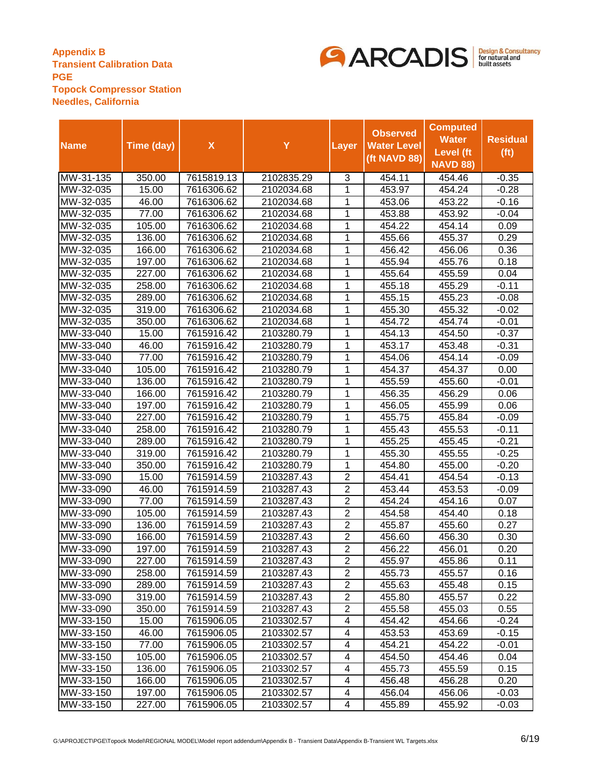**Appendix B**
**Transient Calibration Data**
**PGE**
**Topock Compressor Station**
**Needles, California**

| Name | Time (day) | X | Y | Layer | Observed Water Level (ft NAVD 88) | Computed Water Level (ft NAVD 88) | Residual (ft) |
|---|---|---|---|---|---|---|---|
| MW-31-135 | 350.00 | 7615819.13 | 2102835.29 | 3 | 454.11 | 454.46 | -0.35 |
| MW-32-035 | 15.00 | 7616306.62 | 2102034.68 | 1 | 453.97 | 454.24 | -0.28 |
| MW-32-035 | 46.00 | 7616306.62 | 2102034.68 | 1 | 453.06 | 453.22 | -0.16 |
| MW-32-035 | 77.00 | 7616306.62 | 2102034.68 | 1 | 453.88 | 453.92 | -0.04 |
| MW-32-035 | 105.00 | 7616306.62 | 2102034.68 | 1 | 454.22 | 454.14 | 0.09 |
| MW-32-035 | 136.00 | 7616306.62 | 2102034.68 | 1 | 455.66 | 455.37 | 0.29 |
| MW-32-035 | 166.00 | 7616306.62 | 2102034.68 | 1 | 456.42 | 456.06 | 0.36 |
| MW-32-035 | 197.00 | 7616306.62 | 2102034.68 | 1 | 455.94 | 455.76 | 0.18 |
| MW-32-035 | 227.00 | 7616306.62 | 2102034.68 | 1 | 455.64 | 455.59 | 0.04 |
| MW-32-035 | 258.00 | 7616306.62 | 2102034.68 | 1 | 455.18 | 455.29 | -0.11 |
| MW-32-035 | 289.00 | 7616306.62 | 2102034.68 | 1 | 455.15 | 455.23 | -0.08 |
| MW-32-035 | 319.00 | 7616306.62 | 2102034.68 | 1 | 455.30 | 455.32 | -0.02 |
| MW-32-035 | 350.00 | 7616306.62 | 2102034.68 | 1 | 454.72 | 454.74 | -0.01 |
| MW-33-040 | 15.00 | 7615916.42 | 2103280.79 | 1 | 454.13 | 454.50 | -0.37 |
| MW-33-040 | 46.00 | 7615916.42 | 2103280.79 | 1 | 453.17 | 453.48 | -0.31 |
| MW-33-040 | 77.00 | 7615916.42 | 2103280.79 | 1 | 454.06 | 454.14 | -0.09 |
| MW-33-040 | 105.00 | 7615916.42 | 2103280.79 | 1 | 454.37 | 454.37 | 0.00 |
| MW-33-040 | 136.00 | 7615916.42 | 2103280.79 | 1 | 455.59 | 455.60 | -0.01 |
| MW-33-040 | 166.00 | 7615916.42 | 2103280.79 | 1 | 456.35 | 456.29 | 0.06 |
| MW-33-040 | 197.00 | 7615916.42 | 2103280.79 | 1 | 456.05 | 455.99 | 0.06 |
| MW-33-040 | 227.00 | 7615916.42 | 2103280.79 | 1 | 455.75 | 455.84 | -0.09 |
| MW-33-040 | 258.00 | 7615916.42 | 2103280.79 | 1 | 455.43 | 455.53 | -0.11 |
| MW-33-040 | 289.00 | 7615916.42 | 2103280.79 | 1 | 455.25 | 455.45 | -0.21 |
| MW-33-040 | 319.00 | 7615916.42 | 2103280.79 | 1 | 455.30 | 455.55 | -0.25 |
| MW-33-040 | 350.00 | 7615916.42 | 2103280.79 | 1 | 454.80 | 455.00 | -0.20 |
| MW-33-090 | 15.00 | 7615914.59 | 2103287.43 | 2 | 454.41 | 454.54 | -0.13 |
| MW-33-090 | 46.00 | 7615914.59 | 2103287.43 | 2 | 453.44 | 453.53 | -0.09 |
| MW-33-090 | 77.00 | 7615914.59 | 2103287.43 | 2 | 454.24 | 454.16 | 0.07 |
| MW-33-090 | 105.00 | 7615914.59 | 2103287.43 | 2 | 454.58 | 454.40 | 0.18 |
| MW-33-090 | 136.00 | 7615914.59 | 2103287.43 | 2 | 455.87 | 455.60 | 0.27 |
| MW-33-090 | 166.00 | 7615914.59 | 2103287.43 | 2 | 456.60 | 456.30 | 0.30 |
| MW-33-090 | 197.00 | 7615914.59 | 2103287.43 | 2 | 456.22 | 456.01 | 0.20 |
| MW-33-090 | 227.00 | 7615914.59 | 2103287.43 | 2 | 455.97 | 455.86 | 0.11 |
| MW-33-090 | 258.00 | 7615914.59 | 2103287.43 | 2 | 455.73 | 455.57 | 0.16 |
| MW-33-090 | 289.00 | 7615914.59 | 2103287.43 | 2 | 455.63 | 455.48 | 0.15 |
| MW-33-090 | 319.00 | 7615914.59 | 2103287.43 | 2 | 455.80 | 455.57 | 0.22 |
| MW-33-090 | 350.00 | 7615914.59 | 2103287.43 | 2 | 455.58 | 455.03 | 0.55 |
| MW-33-150 | 15.00 | 7615906.05 | 2103302.57 | 4 | 454.42 | 454.66 | -0.24 |
| MW-33-150 | 46.00 | 7615906.05 | 2103302.57 | 4 | 453.53 | 453.69 | -0.15 |
| MW-33-150 | 77.00 | 7615906.05 | 2103302.57 | 4 | 454.21 | 454.22 | -0.01 |
| MW-33-150 | 105.00 | 7615906.05 | 2103302.57 | 4 | 454.50 | 454.46 | 0.04 |
| MW-33-150 | 136.00 | 7615906.05 | 2103302.57 | 4 | 455.73 | 455.59 | 0.15 |
| MW-33-150 | 166.00 | 7615906.05 | 2103302.57 | 4 | 456.48 | 456.28 | 0.20 |
| MW-33-150 | 197.00 | 7615906.05 | 2103302.57 | 4 | 456.04 | 456.06 | -0.03 |
| MW-33-150 | 227.00 | 7615906.05 | 2103302.57 | 4 | 455.89 | 455.92 | -0.03 |

G:\APROJECT\PGE\Topock Model\REGIONAL MODEL\Model report addendum\Appendix B - Transient Data\Appendix B-Transient WL Targets.xlsx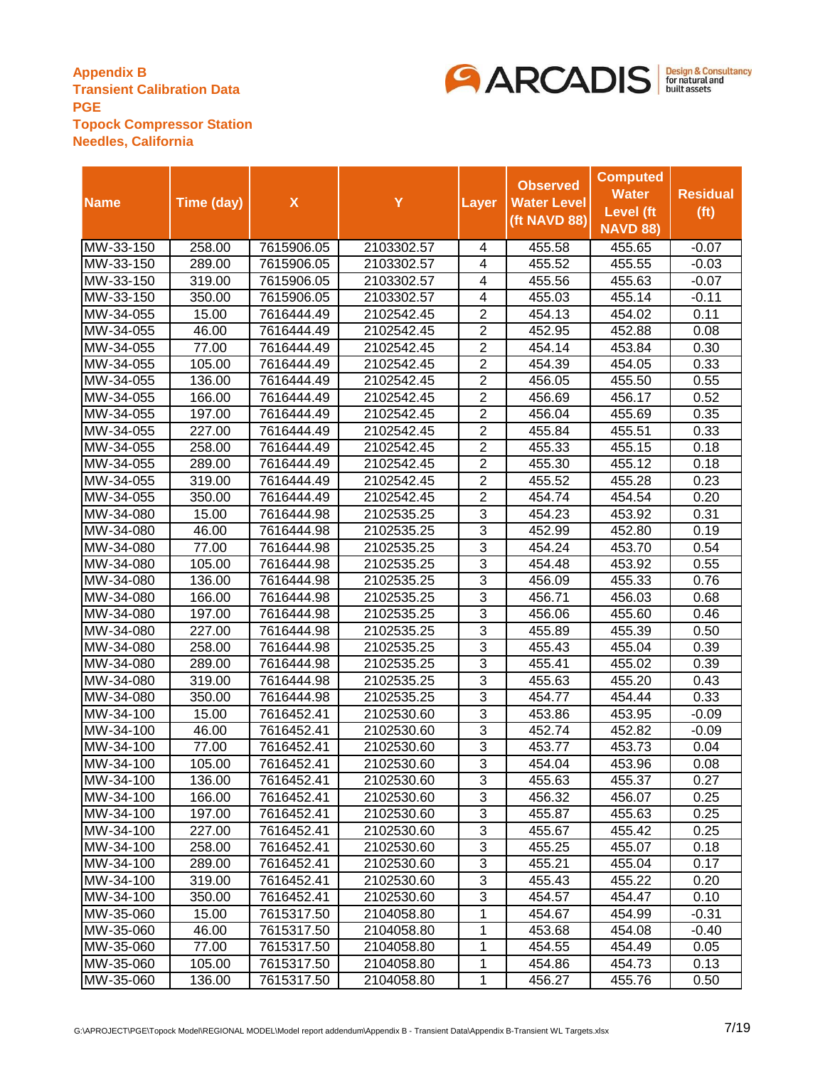**Appendix B**
**Transient Calibration Data**
**PGE**
**Topock Compressor Station**
**Needles, California**

| Name | Time (day) | X | Y | Layer | Observed Water Level (ft NAVD 88) | Computed Water Level (ft NAVD 88) | Residual (ft) |
|---|---|---|---|---|---|---|---|
| MW-33-150 | 258.00 | 7615906.05 | 2103302.57 | 4 | 455.58 | 455.65 | -0.07 |
| MW-33-150 | 289.00 | 7615906.05 | 2103302.57 | 4 | 455.52 | 455.55 | -0.03 |
| MW-33-150 | 319.00 | 7615906.05 | 2103302.57 | 4 | 455.56 | 455.63 | -0.07 |
| MW-33-150 | 350.00 | 7615906.05 | 2103302.57 | 4 | 455.03 | 455.14 | -0.11 |
| MW-34-055 | 15.00 | 7616444.49 | 2102542.45 | 2 | 454.13 | 454.02 | 0.11 |
| MW-34-055 | 46.00 | 7616444.49 | 2102542.45 | 2 | 452.95 | 452.88 | 0.08 |
| MW-34-055 | 77.00 | 7616444.49 | 2102542.45 | 2 | 454.14 | 453.84 | 0.30 |
| MW-34-055 | 105.00 | 7616444.49 | 2102542.45 | 2 | 454.39 | 454.05 | 0.33 |
| MW-34-055 | 136.00 | 7616444.49 | 2102542.45 | 2 | 456.05 | 455.50 | 0.55 |
| MW-34-055 | 166.00 | 7616444.49 | 2102542.45 | 2 | 456.69 | 456.17 | 0.52 |
| MW-34-055 | 197.00 | 7616444.49 | 2102542.45 | 2 | 456.04 | 455.69 | 0.35 |
| MW-34-055 | 227.00 | 7616444.49 | 2102542.45 | 2 | 455.84 | 455.51 | 0.33 |
| MW-34-055 | 258.00 | 7616444.49 | 2102542.45 | 2 | 455.33 | 455.15 | 0.18 |
| MW-34-055 | 289.00 | 7616444.49 | 2102542.45 | 2 | 455.30 | 455.12 | 0.18 |
| MW-34-055 | 319.00 | 7616444.49 | 2102542.45 | 2 | 455.52 | 455.28 | 0.23 |
| MW-34-055 | 350.00 | 7616444.49 | 2102542.45 | 2 | 454.74 | 454.54 | 0.20 |
| MW-34-080 | 15.00 | 7616444.98 | 2102535.25 | 3 | 454.23 | 453.92 | 0.31 |
| MW-34-080 | 46.00 | 7616444.98 | 2102535.25 | 3 | 452.99 | 452.80 | 0.19 |
| MW-34-080 | 77.00 | 7616444.98 | 2102535.25 | 3 | 454.24 | 453.70 | 0.54 |
| MW-34-080 | 105.00 | 7616444.98 | 2102535.25 | 3 | 454.48 | 453.92 | 0.55 |
| MW-34-080 | 136.00 | 7616444.98 | 2102535.25 | 3 | 456.09 | 455.33 | 0.76 |
| MW-34-080 | 166.00 | 7616444.98 | 2102535.25 | 3 | 456.71 | 456.03 | 0.68 |
| MW-34-080 | 197.00 | 7616444.98 | 2102535.25 | 3 | 456.06 | 455.60 | 0.46 |
| MW-34-080 | 227.00 | 7616444.98 | 2102535.25 | 3 | 455.89 | 455.39 | 0.50 |
| MW-34-080 | 258.00 | 7616444.98 | 2102535.25 | 3 | 455.43 | 455.04 | 0.39 |
| MW-34-080 | 289.00 | 7616444.98 | 2102535.25 | 3 | 455.41 | 455.02 | 0.39 |
| MW-34-080 | 319.00 | 7616444.98 | 2102535.25 | 3 | 455.63 | 455.20 | 0.43 |
| MW-34-080 | 350.00 | 7616444.98 | 2102535.25 | 3 | 454.77 | 454.44 | 0.33 |
| MW-34-100 | 15.00 | 7616452.41 | 2102530.60 | 3 | 453.86 | 453.95 | -0.09 |
| MW-34-100 | 46.00 | 7616452.41 | 2102530.60 | 3 | 452.74 | 452.82 | -0.09 |
| MW-34-100 | 77.00 | 7616452.41 | 2102530.60 | 3 | 453.77 | 453.73 | 0.04 |
| MW-34-100 | 105.00 | 7616452.41 | 2102530.60 | 3 | 454.04 | 453.96 | 0.08 |
| MW-34-100 | 136.00 | 7616452.41 | 2102530.60 | 3 | 455.63 | 455.37 | 0.27 |
| MW-34-100 | 166.00 | 7616452.41 | 2102530.60 | 3 | 456.32 | 456.07 | 0.25 |
| MW-34-100 | 197.00 | 7616452.41 | 2102530.60 | 3 | 455.87 | 455.63 | 0.25 |
| MW-34-100 | 227.00 | 7616452.41 | 2102530.60 | 3 | 455.67 | 455.42 | 0.25 |
| MW-34-100 | 258.00 | 7616452.41 | 2102530.60 | 3 | 455.25 | 455.07 | 0.18 |
| MW-34-100 | 289.00 | 7616452.41 | 2102530.60 | 3 | 455.21 | 455.04 | 0.17 |
| MW-34-100 | 319.00 | 7616452.41 | 2102530.60 | 3 | 455.43 | 455.22 | 0.20 |
| MW-34-100 | 350.00 | 7616452.41 | 2102530.60 | 3 | 454.57 | 454.47 | 0.10 |
| MW-35-060 | 15.00 | 7615317.50 | 2104058.80 | 1 | 454.67 | 454.99 | -0.31 |
| MW-35-060 | 46.00 | 7615317.50 | 2104058.80 | 1 | 453.68 | 454.08 | -0.40 |
| MW-35-060 | 77.00 | 7615317.50 | 2104058.80 | 1 | 454.55 | 454.49 | 0.05 |
| MW-35-060 | 105.00 | 7615317.50 | 2104058.80 | 1 | 454.86 | 454.73 | 0.13 |
| MW-35-060 | 136.00 | 7615317.50 | 2104058.80 | 1 | 456.27 | 455.76 | 0.50 |

G:\APROJECT\PGE\Topock Model\REGIONAL MODEL\Model report addendum\Appendix B - Transient Data\Appendix B-Transient WL Targets.xlsx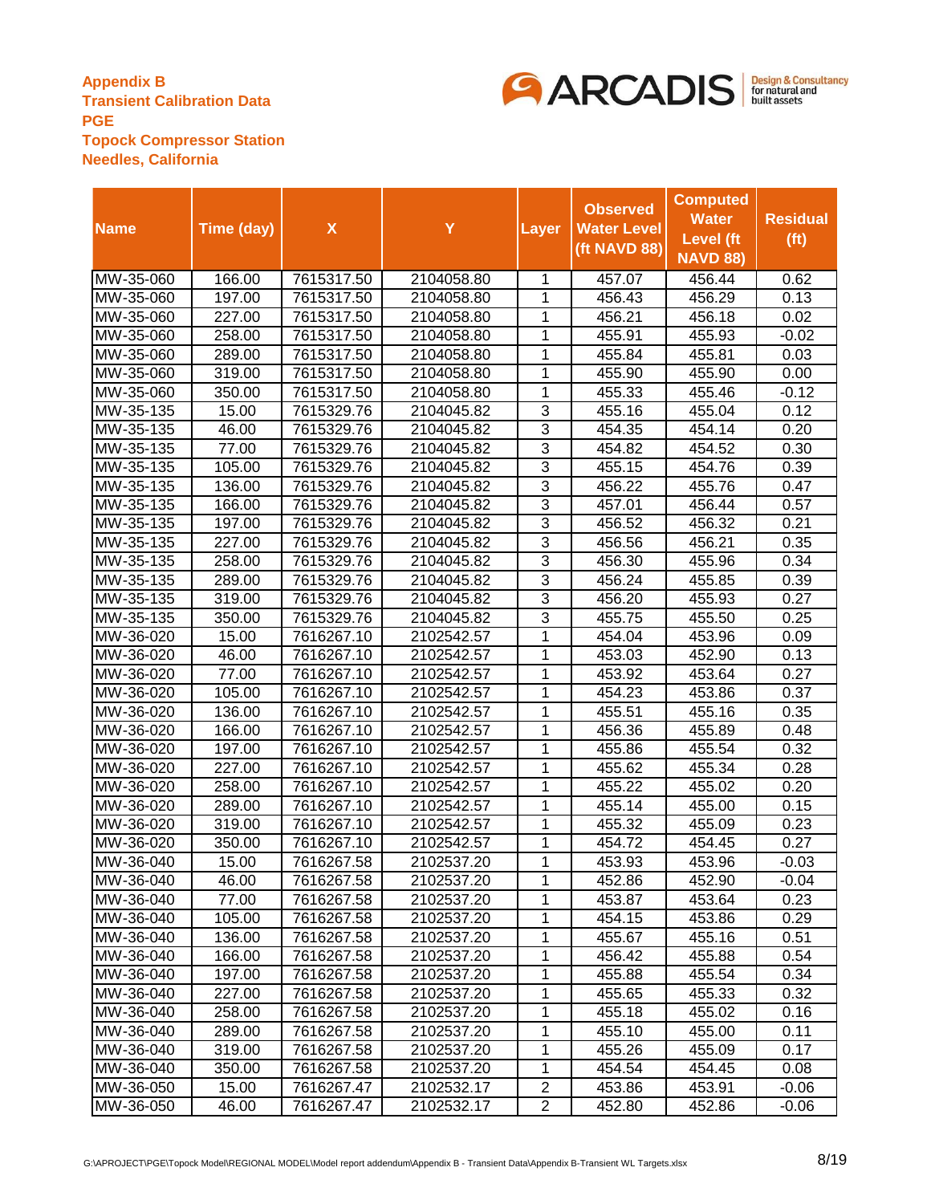**Appendix B**
**Transient Calibration Data**
**PGE**
**Topock Compressor Station**
**Needles, California**

| Name | Time (day) | X | Y | Layer | Observed Water Level (ft NAVD 88) | Computed Water Level (ft NAVD 88) | Residual (ft) |
|---|---|---|---|---|---|---|---|
| MW-35-060 | 166.00 | 7615317.50 | 2104058.80 | 1 | 457.07 | 456.44 | 0.62 |
| MW-35-060 | 197.00 | 7615317.50 | 2104058.80 | 1 | 456.43 | 456.29 | 0.13 |
| MW-35-060 | 227.00 | 7615317.50 | 2104058.80 | 1 | 456.21 | 456.18 | 0.02 |
| MW-35-060 | 258.00 | 7615317.50 | 2104058.80 | 1 | 455.91 | 455.93 | -0.02 |
| MW-35-060 | 289.00 | 7615317.50 | 2104058.80 | 1 | 455.84 | 455.81 | 0.03 |
| MW-35-060 | 319.00 | 7615317.50 | 2104058.80 | 1 | 455.90 | 455.90 | 0.00 |
| MW-35-060 | 350.00 | 7615317.50 | 2104058.80 | 1 | 455.33 | 455.46 | -0.12 |
| MW-35-135 | 15.00 | 7615329.76 | 2104045.82 | 3 | 455.16 | 455.04 | 0.12 |
| MW-35-135 | 46.00 | 7615329.76 | 2104045.82 | 3 | 454.35 | 454.14 | 0.20 |
| MW-35-135 | 77.00 | 7615329.76 | 2104045.82 | 3 | 454.82 | 454.52 | 0.30 |
| MW-35-135 | 105.00 | 7615329.76 | 2104045.82 | 3 | 455.15 | 454.76 | 0.39 |
| MW-35-135 | 136.00 | 7615329.76 | 2104045.82 | 3 | 456.22 | 455.76 | 0.47 |
| MW-35-135 | 166.00 | 7615329.76 | 2104045.82 | 3 | 457.01 | 456.44 | 0.57 |
| MW-35-135 | 197.00 | 7615329.76 | 2104045.82 | 3 | 456.52 | 456.32 | 0.21 |
| MW-35-135 | 227.00 | 7615329.76 | 2104045.82 | 3 | 456.56 | 456.21 | 0.35 |
| MW-35-135 | 258.00 | 7615329.76 | 2104045.82 | 3 | 456.30 | 455.96 | 0.34 |
| MW-35-135 | 289.00 | 7615329.76 | 2104045.82 | 3 | 456.24 | 455.85 | 0.39 |
| MW-35-135 | 319.00 | 7615329.76 | 2104045.82 | 3 | 456.20 | 455.93 | 0.27 |
| MW-35-135 | 350.00 | 7615329.76 | 2104045.82 | 3 | 455.75 | 455.50 | 0.25 |
| MW-36-020 | 15.00 | 7616267.10 | 2102542.57 | 1 | 454.04 | 453.96 | 0.09 |
| MW-36-020 | 46.00 | 7616267.10 | 2102542.57 | 1 | 453.03 | 452.90 | 0.13 |
| MW-36-020 | 77.00 | 7616267.10 | 2102542.57 | 1 | 453.92 | 453.64 | 0.27 |
| MW-36-020 | 105.00 | 7616267.10 | 2102542.57 | 1 | 454.23 | 453.86 | 0.37 |
| MW-36-020 | 136.00 | 7616267.10 | 2102542.57 | 1 | 455.51 | 455.16 | 0.35 |
| MW-36-020 | 166.00 | 7616267.10 | 2102542.57 | 1 | 456.36 | 455.89 | 0.48 |
| MW-36-020 | 197.00 | 7616267.10 | 2102542.57 | 1 | 455.86 | 455.54 | 0.32 |
| MW-36-020 | 227.00 | 7616267.10 | 2102542.57 | 1 | 455.62 | 455.34 | 0.28 |
| MW-36-020 | 258.00 | 7616267.10 | 2102542.57 | 1 | 455.22 | 455.02 | 0.20 |
| MW-36-020 | 289.00 | 7616267.10 | 2102542.57 | 1 | 455.14 | 455.00 | 0.15 |
| MW-36-020 | 319.00 | 7616267.10 | 2102542.57 | 1 | 455.32 | 455.09 | 0.23 |
| MW-36-020 | 350.00 | 7616267.10 | 2102542.57 | 1 | 454.72 | 454.45 | 0.27 |
| MW-36-040 | 15.00 | 7616267.58 | 2102537.20 | 1 | 453.93 | 453.96 | -0.03 |
| MW-36-040 | 46.00 | 7616267.58 | 2102537.20 | 1 | 452.86 | 452.90 | -0.04 |
| MW-36-040 | 77.00 | 7616267.58 | 2102537.20 | 1 | 453.87 | 453.64 | 0.23 |
| MW-36-040 | 105.00 | 7616267.58 | 2102537.20 | 1 | 454.15 | 453.86 | 0.29 |
| MW-36-040 | 136.00 | 7616267.58 | 2102537.20 | 1 | 455.67 | 455.16 | 0.51 |
| MW-36-040 | 166.00 | 7616267.58 | 2102537.20 | 1 | 456.42 | 455.88 | 0.54 |
| MW-36-040 | 197.00 | 7616267.58 | 2102537.20 | 1 | 455.88 | 455.54 | 0.34 |
| MW-36-040 | 227.00 | 7616267.58 | 2102537.20 | 1 | 455.65 | 455.33 | 0.32 |
| MW-36-040 | 258.00 | 7616267.58 | 2102537.20 | 1 | 455.18 | 455.02 | 0.16 |
| MW-36-040 | 289.00 | 7616267.58 | 2102537.20 | 1 | 455.10 | 455.00 | 0.11 |
| MW-36-040 | 319.00 | 7616267.58 | 2102537.20 | 1 | 455.26 | 455.09 | 0.17 |
| MW-36-040 | 350.00 | 7616267.58 | 2102537.20 | 1 | 454.54 | 454.45 | 0.08 |
| MW-36-050 | 15.00 | 7616267.47 | 2102532.17 | 2 | 453.86 | 453.91 | -0.06 |
| MW-36-050 | 46.00 | 7616267.47 | 2102532.17 | 2 | 452.80 | 452.86 | -0.06 |

G:\APROJECT\PGE\Topock Model\REGIONAL MODEL\Model report addendum\Appendix B - Transient Data\Appendix B-Transient WL Targets.xlsx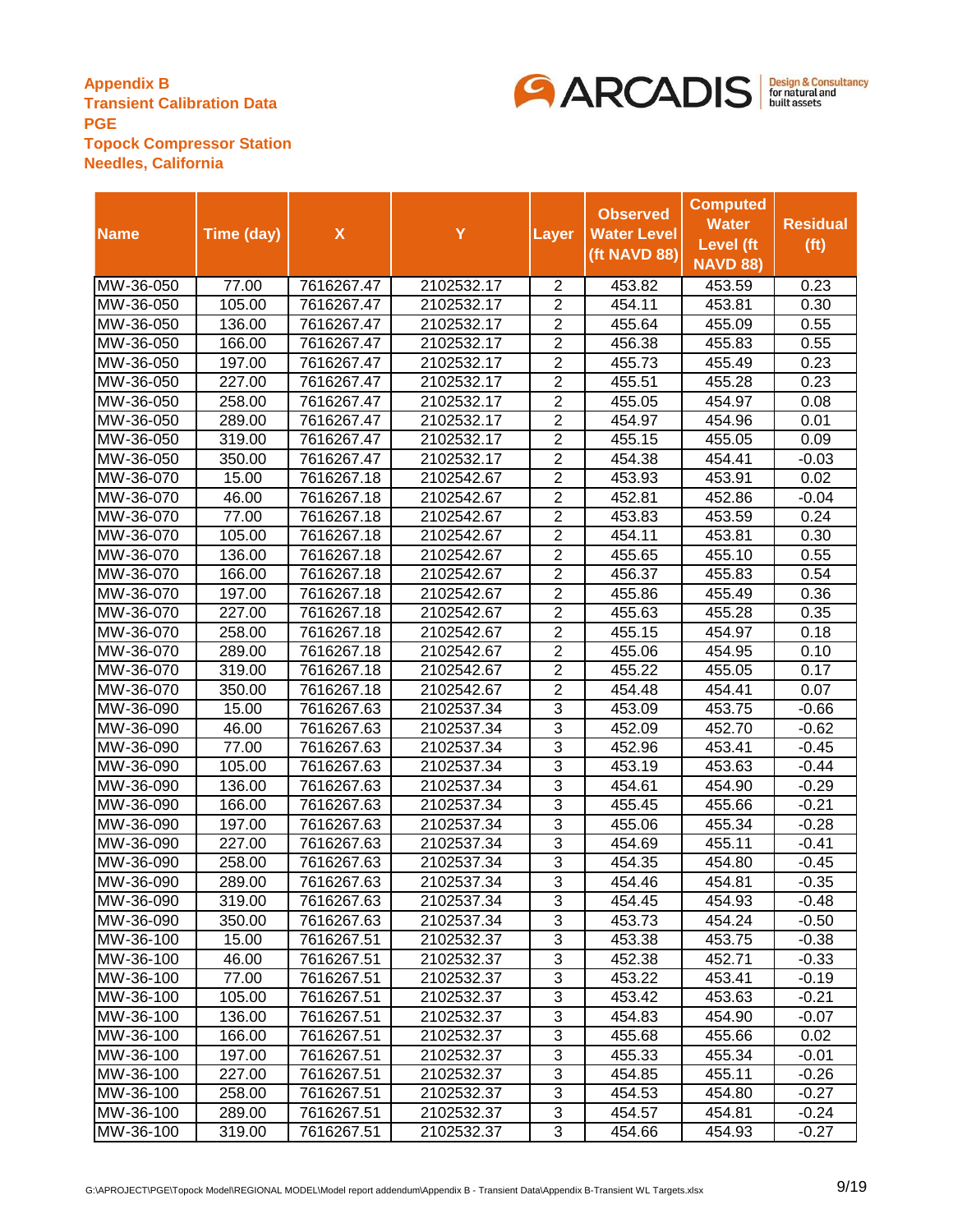**Appendix B**
**Transient Calibration Data**
**PGE**
**Topock Compressor Station**
**Needles, California**

| Name | Time (day) | X | Y | Layer | Observed Water Level (ft NAVD 88) | Computed Water Level (ft NAVD 88) | Residual (ft) |
|---|---|---|---|---|---|---|---|
| MW-36-050 | 77.00 | 7616267.47 | 2102532.17 | 2 | 453.82 | 453.59 | 0.23 |
| MW-36-050 | 105.00 | 7616267.47 | 2102532.17 | 2 | 454.11 | 453.81 | 0.30 |
| MW-36-050 | 136.00 | 7616267.47 | 2102532.17 | 2 | 455.64 | 455.09 | 0.55 |
| MW-36-050 | 166.00 | 7616267.47 | 2102532.17 | 2 | 456.38 | 455.83 | 0.55 |
| MW-36-050 | 197.00 | 7616267.47 | 2102532.17 | 2 | 455.73 | 455.49 | 0.23 |
| MW-36-050 | 227.00 | 7616267.47 | 2102532.17 | 2 | 455.51 | 455.28 | 0.23 |
| MW-36-050 | 258.00 | 7616267.47 | 2102532.17 | 2 | 455.05 | 454.97 | 0.08 |
| MW-36-050 | 289.00 | 7616267.47 | 2102532.17 | 2 | 454.97 | 454.96 | 0.01 |
| MW-36-050 | 319.00 | 7616267.47 | 2102532.17 | 2 | 455.15 | 455.05 | 0.09 |
| MW-36-050 | 350.00 | 7616267.47 | 2102532.17 | 2 | 454.38 | 454.41 | -0.03 |
| MW-36-070 | 15.00 | 7616267.18 | 2102542.67 | 2 | 453.93 | 453.91 | 0.02 |
| MW-36-070 | 46.00 | 7616267.18 | 2102542.67 | 2 | 452.81 | 452.86 | -0.04 |
| MW-36-070 | 77.00 | 7616267.18 | 2102542.67 | 2 | 453.83 | 453.59 | 0.24 |
| MW-36-070 | 105.00 | 7616267.18 | 2102542.67 | 2 | 454.11 | 453.81 | 0.30 |
| MW-36-070 | 136.00 | 7616267.18 | 2102542.67 | 2 | 455.65 | 455.10 | 0.55 |
| MW-36-070 | 166.00 | 7616267.18 | 2102542.67 | 2 | 456.37 | 455.83 | 0.54 |
| MW-36-070 | 197.00 | 7616267.18 | 2102542.67 | 2 | 455.86 | 455.49 | 0.36 |
| MW-36-070 | 227.00 | 7616267.18 | 2102542.67 | 2 | 455.63 | 455.28 | 0.35 |
| MW-36-070 | 258.00 | 7616267.18 | 2102542.67 | 2 | 455.15 | 454.97 | 0.18 |
| MW-36-070 | 289.00 | 7616267.18 | 2102542.67 | 2 | 455.06 | 454.95 | 0.10 |
| MW-36-070 | 319.00 | 7616267.18 | 2102542.67 | 2 | 455.22 | 455.05 | 0.17 |
| MW-36-070 | 350.00 | 7616267.18 | 2102542.67 | 2 | 454.48 | 454.41 | 0.07 |
| MW-36-090 | 15.00 | 7616267.63 | 2102537.34 | 3 | 453.09 | 453.75 | -0.66 |
| MW-36-090 | 46.00 | 7616267.63 | 2102537.34 | 3 | 452.09 | 452.70 | -0.62 |
| MW-36-090 | 77.00 | 7616267.63 | 2102537.34 | 3 | 452.96 | 453.41 | -0.45 |
| MW-36-090 | 105.00 | 7616267.63 | 2102537.34 | 3 | 453.19 | 453.63 | -0.44 |
| MW-36-090 | 136.00 | 7616267.63 | 2102537.34 | 3 | 454.61 | 454.90 | -0.29 |
| MW-36-090 | 166.00 | 7616267.63 | 2102537.34 | 3 | 455.45 | 455.66 | -0.21 |
| MW-36-090 | 197.00 | 7616267.63 | 2102537.34 | 3 | 455.06 | 455.34 | -0.28 |
| MW-36-090 | 227.00 | 7616267.63 | 2102537.34 | 3 | 454.69 | 455.11 | -0.41 |
| MW-36-090 | 258.00 | 7616267.63 | 2102537.34 | 3 | 454.35 | 454.80 | -0.45 |
| MW-36-090 | 289.00 | 7616267.63 | 2102537.34 | 3 | 454.46 | 454.81 | -0.35 |
| MW-36-090 | 319.00 | 7616267.63 | 2102537.34 | 3 | 454.45 | 454.93 | -0.48 |
| MW-36-090 | 350.00 | 7616267.63 | 2102537.34 | 3 | 453.73 | 454.24 | -0.50 |
| MW-36-100 | 15.00 | 7616267.51 | 2102532.37 | 3 | 453.38 | 453.75 | -0.38 |
| MW-36-100 | 46.00 | 7616267.51 | 2102532.37 | 3 | 452.38 | 452.71 | -0.33 |
| MW-36-100 | 77.00 | 7616267.51 | 2102532.37 | 3 | 453.22 | 453.41 | -0.19 |
| MW-36-100 | 105.00 | 7616267.51 | 2102532.37 | 3 | 453.42 | 453.63 | -0.21 |
| MW-36-100 | 136.00 | 7616267.51 | 2102532.37 | 3 | 454.83 | 454.90 | -0.07 |
| MW-36-100 | 166.00 | 7616267.51 | 2102532.37 | 3 | 455.68 | 455.66 | 0.02 |
| MW-36-100 | 197.00 | 7616267.51 | 2102532.37 | 3 | 455.33 | 455.34 | -0.01 |
| MW-36-100 | 227.00 | 7616267.51 | 2102532.37 | 3 | 454.85 | 455.11 | -0.26 |
| MW-36-100 | 258.00 | 7616267.51 | 2102532.37 | 3 | 454.53 | 454.80 | -0.27 |
| MW-36-100 | 289.00 | 7616267.51 | 2102532.37 | 3 | 454.57 | 454.81 | -0.24 |
| MW-36-100 | 319.00 | 7616267.51 | 2102532.37 | 3 | 454.66 | 454.93 | -0.27 |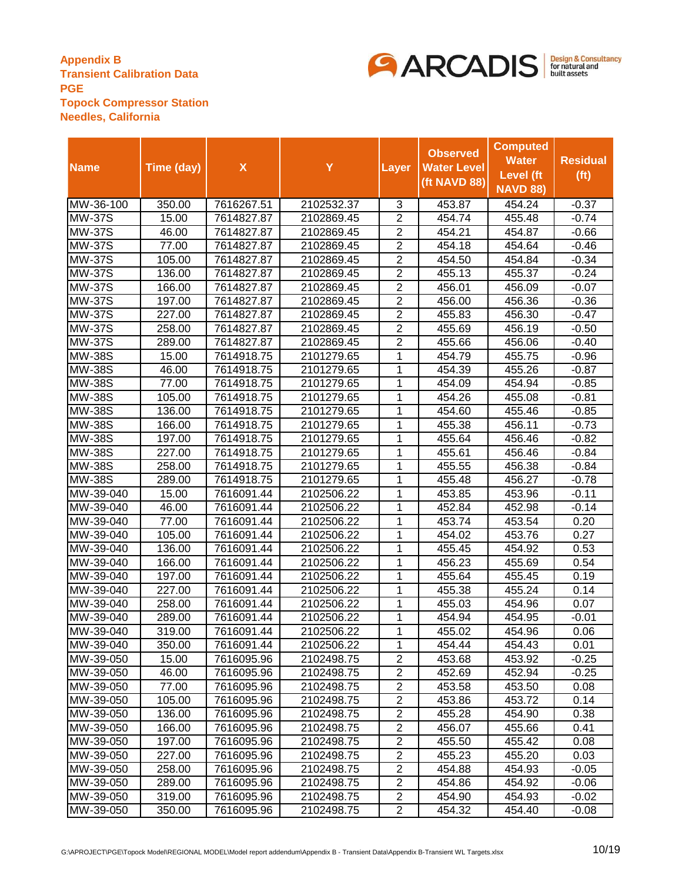**Appendix B**
**Transient Calibration Data**
**PGE**
**Topock Compressor Station**
**Needles, California**

| Name | Time (day) | X | Y | Layer | Observed Water Level (ft NAVD 88) | Computed Water Level (ft NAVD 88) | Residual (ft) |
|---|---|---|---|---|---|---|---|
| MW-36-100 | 350.00 | 7616267.51 | 2102532.37 | 3 | 453.87 | 454.24 | -0.37 |
| MW-37S | 15.00 | 7614827.87 | 2102869.45 | 2 | 454.74 | 455.48 | -0.74 |
| MW-37S | 46.00 | 7614827.87 | 2102869.45 | 2 | 454.21 | 454.87 | -0.66 |
| MW-37S | 77.00 | 7614827.87 | 2102869.45 | 2 | 454.18 | 454.64 | -0.46 |
| MW-37S | 105.00 | 7614827.87 | 2102869.45 | 2 | 454.50 | 454.84 | -0.34 |
| MW-37S | 136.00 | 7614827.87 | 2102869.45 | 2 | 455.13 | 455.37 | -0.24 |
| MW-37S | 166.00 | 7614827.87 | 2102869.45 | 2 | 456.01 | 456.09 | -0.07 |
| MW-37S | 197.00 | 7614827.87 | 2102869.45 | 2 | 456.00 | 456.36 | -0.36 |
| MW-37S | 227.00 | 7614827.87 | 2102869.45 | 2 | 455.83 | 456.30 | -0.47 |
| MW-37S | 258.00 | 7614827.87 | 2102869.45 | 2 | 455.69 | 456.19 | -0.50 |
| MW-37S | 289.00 | 7614827.87 | 2102869.45 | 2 | 455.66 | 456.06 | -0.40 |
| MW-38S | 15.00 | 7614918.75 | 2101279.65 | 1 | 454.79 | 455.75 | -0.96 |
| MW-38S | 46.00 | 7614918.75 | 2101279.65 | 1 | 454.39 | 455.26 | -0.87 |
| MW-38S | 77.00 | 7614918.75 | 2101279.65 | 1 | 454.09 | 454.94 | -0.85 |
| MW-38S | 105.00 | 7614918.75 | 2101279.65 | 1 | 454.26 | 455.08 | -0.81 |
| MW-38S | 136.00 | 7614918.75 | 2101279.65 | 1 | 454.60 | 455.46 | -0.85 |
| MW-38S | 166.00 | 7614918.75 | 2101279.65 | 1 | 455.38 | 456.11 | -0.73 |
| MW-38S | 197.00 | 7614918.75 | 2101279.65 | 1 | 455.64 | 456.46 | -0.82 |
| MW-38S | 227.00 | 7614918.75 | 2101279.65 | 1 | 455.61 | 456.46 | -0.84 |
| MW-38S | 258.00 | 7614918.75 | 2101279.65 | 1 | 455.55 | 456.38 | -0.84 |
| MW-38S | 289.00 | 7614918.75 | 2101279.65 | 1 | 455.48 | 456.27 | -0.78 |
| MW-39-040 | 15.00 | 7616091.44 | 2102506.22 | 1 | 453.85 | 453.96 | -0.11 |
| MW-39-040 | 46.00 | 7616091.44 | 2102506.22 | 1 | 452.84 | 452.98 | -0.14 |
| MW-39-040 | 77.00 | 7616091.44 | 2102506.22 | 1 | 453.74 | 453.54 | 0.20 |
| MW-39-040 | 105.00 | 7616091.44 | 2102506.22 | 1 | 454.02 | 453.76 | 0.27 |
| MW-39-040 | 136.00 | 7616091.44 | 2102506.22 | 1 | 455.45 | 454.92 | 0.53 |
| MW-39-040 | 166.00 | 7616091.44 | 2102506.22 | 1 | 456.23 | 455.69 | 0.54 |
| MW-39-040 | 197.00 | 7616091.44 | 2102506.22 | 1 | 455.64 | 455.45 | 0.19 |
| MW-39-040 | 227.00 | 7616091.44 | 2102506.22 | 1 | 455.38 | 455.24 | 0.14 |
| MW-39-040 | 258.00 | 7616091.44 | 2102506.22 | 1 | 455.03 | 454.96 | 0.07 |
| MW-39-040 | 289.00 | 7616091.44 | 2102506.22 | 1 | 454.94 | 454.95 | -0.01 |
| MW-39-040 | 319.00 | 7616091.44 | 2102506.22 | 1 | 455.02 | 454.96 | 0.06 |
| MW-39-040 | 350.00 | 7616091.44 | 2102506.22 | 1 | 454.44 | 454.43 | 0.01 |
| MW-39-050 | 15.00 | 7616095.96 | 2102498.75 | 2 | 453.68 | 453.92 | -0.25 |
| MW-39-050 | 46.00 | 7616095.96 | 2102498.75 | 2 | 452.69 | 452.94 | -0.25 |
| MW-39-050 | 77.00 | 7616095.96 | 2102498.75 | 2 | 453.58 | 453.50 | 0.08 |
| MW-39-050 | 105.00 | 7616095.96 | 2102498.75 | 2 | 453.86 | 453.72 | 0.14 |
| MW-39-050 | 136.00 | 7616095.96 | 2102498.75 | 2 | 455.28 | 454.90 | 0.38 |
| MW-39-050 | 166.00 | 7616095.96 | 2102498.75 | 2 | 456.07 | 455.66 | 0.41 |
| MW-39-050 | 197.00 | 7616095.96 | 2102498.75 | 2 | 455.50 | 455.42 | 0.08 |
| MW-39-050 | 227.00 | 7616095.96 | 2102498.75 | 2 | 455.23 | 455.20 | 0.03 |
| MW-39-050 | 258.00 | 7616095.96 | 2102498.75 | 2 | 454.88 | 454.93 | -0.05 |
| MW-39-050 | 289.00 | 7616095.96 | 2102498.75 | 2 | 454.86 | 454.92 | -0.06 |
| MW-39-050 | 319.00 | 7616095.96 | 2102498.75 | 2 | 454.90 | 454.93 | -0.02 |
| MW-39-050 | 350.00 | 7616095.96 | 2102498.75 | 2 | 454.32 | 454.40 | -0.08 |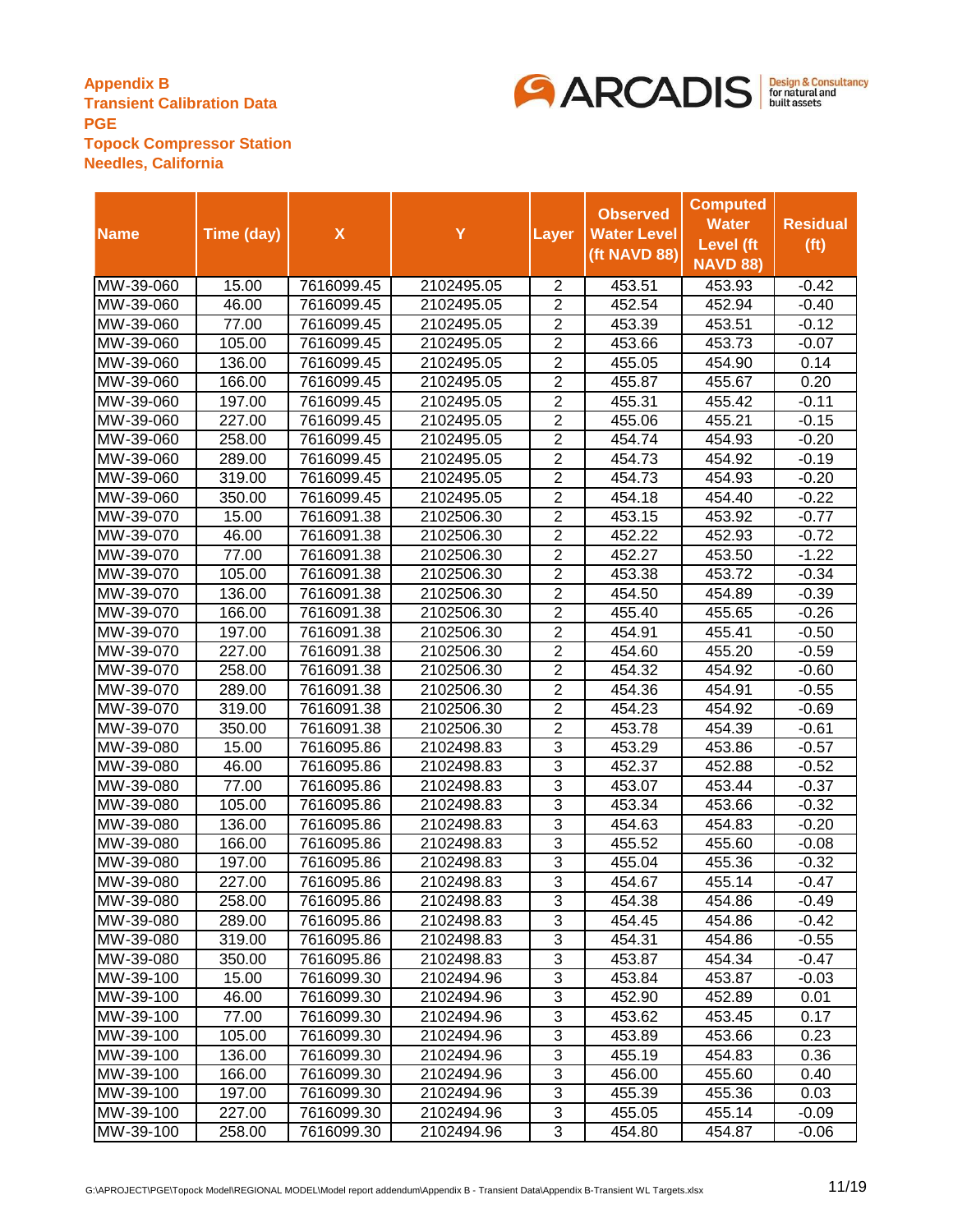**Appendix B**
**Transient Calibration Data**
**PGE**
**Topock Compressor Station**
**Needles, California**

| Name | Time (day) | X | Y | Layer | Observed Water Level (ft NAVD 88) | Computed Water Level (ft NAVD 88) | Residual (ft) |
|---|---|---|---|---|---|---|---|
| MW-39-060 | 15.00 | 7616099.45 | 2102495.05 | 2 | 453.51 | 453.93 | -0.42 |
| MW-39-060 | 46.00 | 7616099.45 | 2102495.05 | 2 | 452.54 | 452.94 | -0.40 |
| MW-39-060 | 77.00 | 7616099.45 | 2102495.05 | 2 | 453.39 | 453.51 | -0.12 |
| MW-39-060 | 105.00 | 7616099.45 | 2102495.05 | 2 | 453.66 | 453.73 | -0.07 |
| MW-39-060 | 136.00 | 7616099.45 | 2102495.05 | 2 | 455.05 | 454.90 | 0.14 |
| MW-39-060 | 166.00 | 7616099.45 | 2102495.05 | 2 | 455.87 | 455.67 | 0.20 |
| MW-39-060 | 197.00 | 7616099.45 | 2102495.05 | 2 | 455.31 | 455.42 | -0.11 |
| MW-39-060 | 227.00 | 7616099.45 | 2102495.05 | 2 | 455.06 | 455.21 | -0.15 |
| MW-39-060 | 258.00 | 7616099.45 | 2102495.05 | 2 | 454.74 | 454.93 | -0.20 |
| MW-39-060 | 289.00 | 7616099.45 | 2102495.05 | 2 | 454.73 | 454.92 | -0.19 |
| MW-39-060 | 319.00 | 7616099.45 | 2102495.05 | 2 | 454.73 | 454.93 | -0.20 |
| MW-39-060 | 350.00 | 7616099.45 | 2102495.05 | 2 | 454.18 | 454.40 | -0.22 |
| MW-39-070 | 15.00 | 7616091.38 | 2102506.30 | 2 | 453.15 | 453.92 | -0.77 |
| MW-39-070 | 46.00 | 7616091.38 | 2102506.30 | 2 | 452.22 | 452.93 | -0.72 |
| MW-39-070 | 77.00 | 7616091.38 | 2102506.30 | 2 | 452.27 | 453.50 | -1.22 |
| MW-39-070 | 105.00 | 7616091.38 | 2102506.30 | 2 | 453.38 | 453.72 | -0.34 |
| MW-39-070 | 136.00 | 7616091.38 | 2102506.30 | 2 | 454.50 | 454.89 | -0.39 |
| MW-39-070 | 166.00 | 7616091.38 | 2102506.30 | 2 | 455.40 | 455.65 | -0.26 |
| MW-39-070 | 197.00 | 7616091.38 | 2102506.30 | 2 | 454.91 | 455.41 | -0.50 |
| MW-39-070 | 227.00 | 7616091.38 | 2102506.30 | 2 | 454.60 | 455.20 | -0.59 |
| MW-39-070 | 258.00 | 7616091.38 | 2102506.30 | 2 | 454.32 | 454.92 | -0.60 |
| MW-39-070 | 289.00 | 7616091.38 | 2102506.30 | 2 | 454.36 | 454.91 | -0.55 |
| MW-39-070 | 319.00 | 7616091.38 | 2102506.30 | 2 | 454.23 | 454.92 | -0.69 |
| MW-39-070 | 350.00 | 7616091.38 | 2102506.30 | 2 | 453.78 | 454.39 | -0.61 |
| MW-39-080 | 15.00 | 7616095.86 | 2102498.83 | 3 | 453.29 | 453.86 | -0.57 |
| MW-39-080 | 46.00 | 7616095.86 | 2102498.83 | 3 | 452.37 | 452.88 | -0.52 |
| MW-39-080 | 77.00 | 7616095.86 | 2102498.83 | 3 | 453.07 | 453.44 | -0.37 |
| MW-39-080 | 105.00 | 7616095.86 | 2102498.83 | 3 | 453.34 | 453.66 | -0.32 |
| MW-39-080 | 136.00 | 7616095.86 | 2102498.83 | 3 | 454.63 | 454.83 | -0.20 |
| MW-39-080 | 166.00 | 7616095.86 | 2102498.83 | 3 | 455.52 | 455.60 | -0.08 |
| MW-39-080 | 197.00 | 7616095.86 | 2102498.83 | 3 | 455.04 | 455.36 | -0.32 |
| MW-39-080 | 227.00 | 7616095.86 | 2102498.83 | 3 | 454.67 | 455.14 | -0.47 |
| MW-39-080 | 258.00 | 7616095.86 | 2102498.83 | 3 | 454.38 | 454.86 | -0.49 |
| MW-39-080 | 289.00 | 7616095.86 | 2102498.83 | 3 | 454.45 | 454.86 | -0.42 |
| MW-39-080 | 319.00 | 7616095.86 | 2102498.83 | 3 | 454.31 | 454.86 | -0.55 |
| MW-39-080 | 350.00 | 7616095.86 | 2102498.83 | 3 | 453.87 | 454.34 | -0.47 |
| MW-39-100 | 15.00 | 7616099.30 | 2102494.96 | 3 | 453.84 | 453.87 | -0.03 |
| MW-39-100 | 46.00 | 7616099.30 | 2102494.96 | 3 | 452.90 | 452.89 | 0.01 |
| MW-39-100 | 77.00 | 7616099.30 | 2102494.96 | 3 | 453.62 | 453.45 | 0.17 |
| MW-39-100 | 105.00 | 7616099.30 | 2102494.96 | 3 | 453.89 | 453.66 | 0.23 |
| MW-39-100 | 136.00 | 7616099.30 | 2102494.96 | 3 | 455.19 | 454.83 | 0.36 |
| MW-39-100 | 166.00 | 7616099.30 | 2102494.96 | 3 | 456.00 | 455.60 | 0.40 |
| MW-39-100 | 197.00 | 7616099.30 | 2102494.96 | 3 | 455.39 | 455.36 | 0.03 |
| MW-39-100 | 227.00 | 7616099.30 | 2102494.96 | 3 | 455.05 | 455.14 | -0.09 |
| MW-39-100 | 258.00 | 7616099.30 | 2102494.96 | 3 | 454.80 | 454.87 | -0.06 |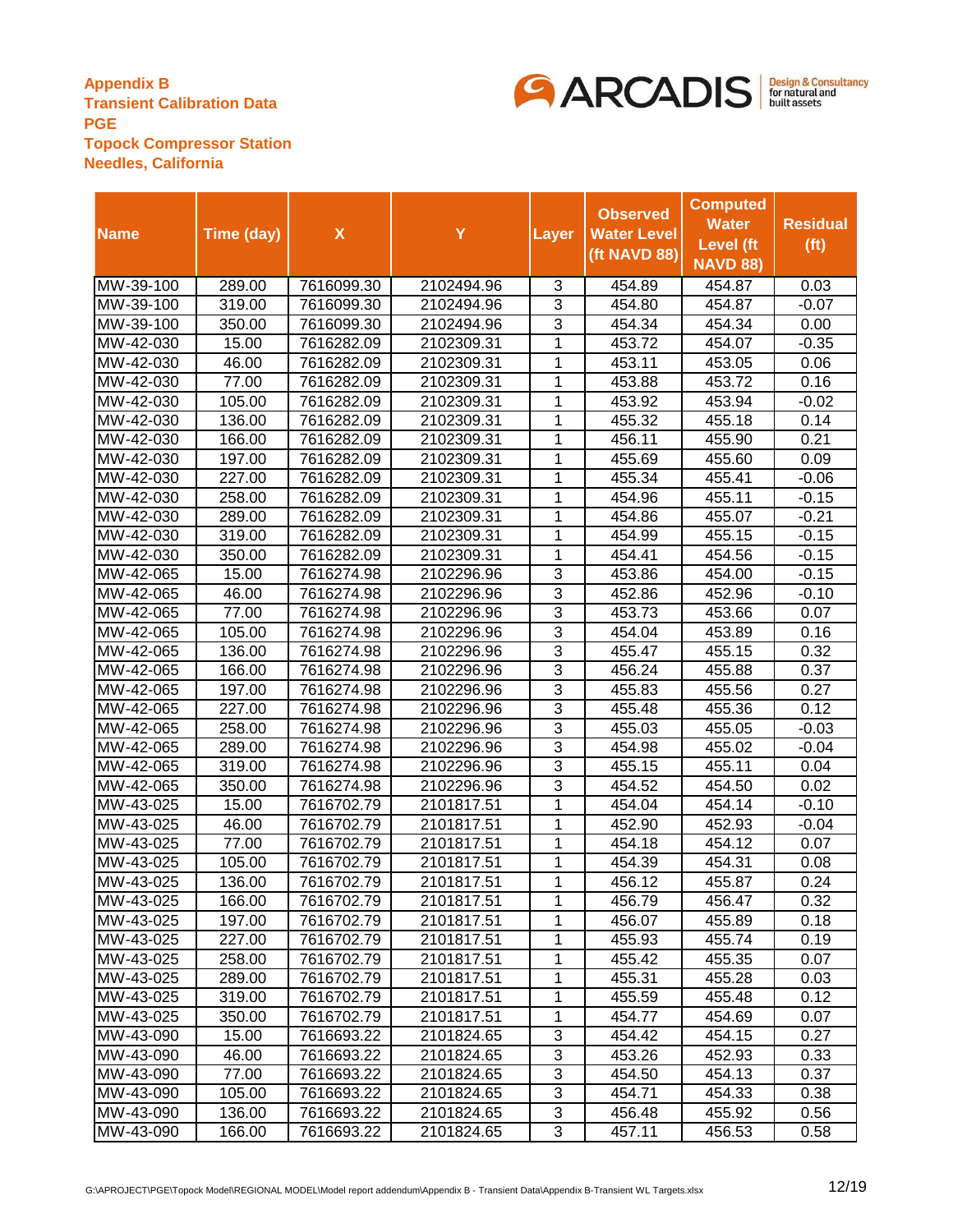**Appendix B**
**Transient Calibration Data**
**PGE**
**Topock Compressor Station**
**Needles, California**

| Name | Time (day) | X | Y | Layer | Observed Water Level (ft NAVD 88) | Computed Water Level (ft NAVD 88) | Residual (ft) |
|---|---|---|---|---|---|---|---|
| MW-39-100 | 289.00 | 7616099.30 | 2102494.96 | 3 | 454.89 | 454.87 | 0.03 |
| MW-39-100 | 319.00 | 7616099.30 | 2102494.96 | 3 | 454.80 | 454.87 | -0.07 |
| MW-39-100 | 350.00 | 7616099.30 | 2102494.96 | 3 | 454.34 | 454.34 | 0.00 |
| MW-42-030 | 15.00 | 7616282.09 | 2102309.31 | 1 | 453.72 | 454.07 | -0.35 |
| MW-42-030 | 46.00 | 7616282.09 | 2102309.31 | 1 | 453.11 | 453.05 | 0.06 |
| MW-42-030 | 77.00 | 7616282.09 | 2102309.31 | 1 | 453.88 | 453.72 | 0.16 |
| MW-42-030 | 105.00 | 7616282.09 | 2102309.31 | 1 | 453.92 | 453.94 | -0.02 |
| MW-42-030 | 136.00 | 7616282.09 | 2102309.31 | 1 | 455.32 | 455.18 | 0.14 |
| MW-42-030 | 166.00 | 7616282.09 | 2102309.31 | 1 | 456.11 | 455.90 | 0.21 |
| MW-42-030 | 197.00 | 7616282.09 | 2102309.31 | 1 | 455.69 | 455.60 | 0.09 |
| MW-42-030 | 227.00 | 7616282.09 | 2102309.31 | 1 | 455.34 | 455.41 | -0.06 |
| MW-42-030 | 258.00 | 7616282.09 | 2102309.31 | 1 | 454.96 | 455.11 | -0.15 |
| MW-42-030 | 289.00 | 7616282.09 | 2102309.31 | 1 | 454.86 | 455.07 | -0.21 |
| MW-42-030 | 319.00 | 7616282.09 | 2102309.31 | 1 | 454.99 | 455.15 | -0.15 |
| MW-42-030 | 350.00 | 7616282.09 | 2102309.31 | 1 | 454.41 | 454.56 | -0.15 |
| MW-42-065 | 15.00 | 7616274.98 | 2102296.96 | 3 | 453.86 | 454.00 | -0.15 |
| MW-42-065 | 46.00 | 7616274.98 | 2102296.96 | 3 | 452.86 | 452.96 | -0.10 |
| MW-42-065 | 77.00 | 7616274.98 | 2102296.96 | 3 | 453.73 | 453.66 | 0.07 |
| MW-42-065 | 105.00 | 7616274.98 | 2102296.96 | 3 | 454.04 | 453.89 | 0.16 |
| MW-42-065 | 136.00 | 7616274.98 | 2102296.96 | 3 | 455.47 | 455.15 | 0.32 |
| MW-42-065 | 166.00 | 7616274.98 | 2102296.96 | 3 | 456.24 | 455.88 | 0.37 |
| MW-42-065 | 197.00 | 7616274.98 | 2102296.96 | 3 | 455.83 | 455.56 | 0.27 |
| MW-42-065 | 227.00 | 7616274.98 | 2102296.96 | 3 | 455.48 | 455.36 | 0.12 |
| MW-42-065 | 258.00 | 7616274.98 | 2102296.96 | 3 | 455.03 | 455.05 | -0.03 |
| MW-42-065 | 289.00 | 7616274.98 | 2102296.96 | 3 | 454.98 | 455.02 | -0.04 |
| MW-42-065 | 319.00 | 7616274.98 | 2102296.96 | 3 | 455.15 | 455.11 | 0.04 |
| MW-42-065 | 350.00 | 7616274.98 | 2102296.96 | 3 | 454.52 | 454.50 | 0.02 |
| MW-43-025 | 15.00 | 7616702.79 | 2101817.51 | 1 | 454.04 | 454.14 | -0.10 |
| MW-43-025 | 46.00 | 7616702.79 | 2101817.51 | 1 | 452.90 | 452.93 | -0.04 |
| MW-43-025 | 77.00 | 7616702.79 | 2101817.51 | 1 | 454.18 | 454.12 | 0.07 |
| MW-43-025 | 105.00 | 7616702.79 | 2101817.51 | 1 | 454.39 | 454.31 | 0.08 |
| MW-43-025 | 136.00 | 7616702.79 | 2101817.51 | 1 | 456.12 | 455.87 | 0.24 |
| MW-43-025 | 166.00 | 7616702.79 | 2101817.51 | 1 | 456.79 | 456.47 | 0.32 |
| MW-43-025 | 197.00 | 7616702.79 | 2101817.51 | 1 | 456.07 | 455.89 | 0.18 |
| MW-43-025 | 227.00 | 7616702.79 | 2101817.51 | 1 | 455.93 | 455.74 | 0.19 |
| MW-43-025 | 258.00 | 7616702.79 | 2101817.51 | 1 | 455.42 | 455.35 | 0.07 |
| MW-43-025 | 289.00 | 7616702.79 | 2101817.51 | 1 | 455.31 | 455.28 | 0.03 |
| MW-43-025 | 319.00 | 7616702.79 | 2101817.51 | 1 | 455.59 | 455.48 | 0.12 |
| MW-43-025 | 350.00 | 7616702.79 | 2101817.51 | 1 | 454.77 | 454.69 | 0.07 |
| MW-43-090 | 15.00 | 7616693.22 | 2101824.65 | 3 | 454.42 | 454.15 | 0.27 |
| MW-43-090 | 46.00 | 7616693.22 | 2101824.65 | 3 | 453.26 | 452.93 | 0.33 |
| MW-43-090 | 77.00 | 7616693.22 | 2101824.65 | 3 | 454.50 | 454.13 | 0.37 |
| MW-43-090 | 105.00 | 7616693.22 | 2101824.65 | 3 | 454.71 | 454.33 | 0.38 |
| MW-43-090 | 136.00 | 7616693.22 | 2101824.65 | 3 | 456.48 | 455.92 | 0.56 |
| MW-43-090 | 166.00 | 7616693.22 | 2101824.65 | 3 | 457.11 | 456.53 | 0.58 |

G:\APROJECT\PGE\Topock Model\REGIONAL MODEL\Model report addendum\Appendix B - Transient Data\Appendix B-Transient WL Targets.xlsx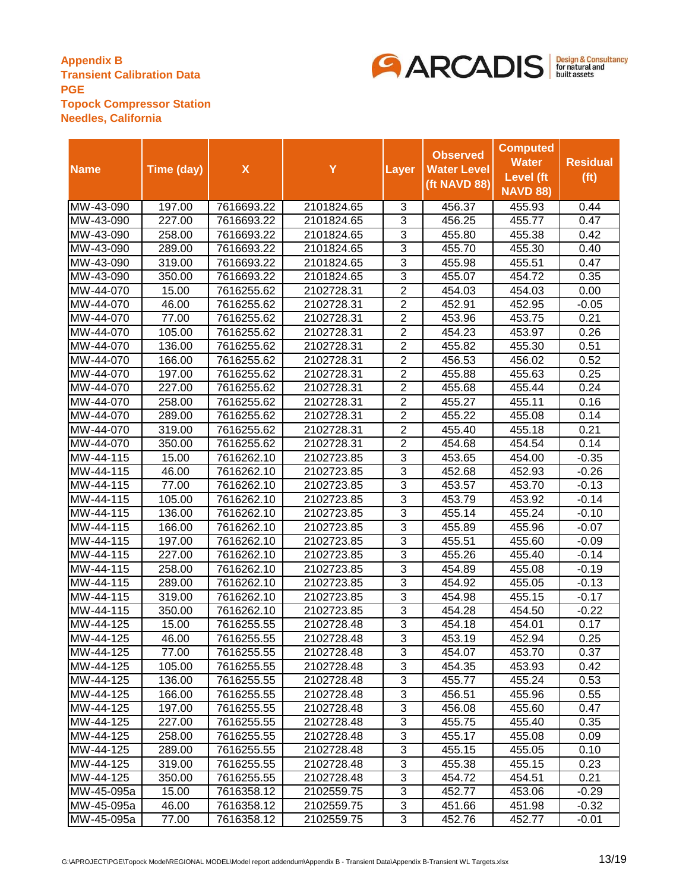**Appendix B**
**Transient Calibration Data**
**PGE**
**Topock Compressor Station**
**Needles, California**

| Name | Time (day) | X | Y | Layer | Observed Water Level (ft NAVD 88) | Computed Water Level (ft NAVD 88) | Residual (ft) |
|---|---|---|---|---|---|---|---|
| MW-43-090 | 197.00 | 7616693.22 | 2101824.65 | 3 | 456.37 | 455.93 | 0.44 |
| MW-43-090 | 227.00 | 7616693.22 | 2101824.65 | 3 | 456.25 | 455.77 | 0.47 |
| MW-43-090 | 258.00 | 7616693.22 | 2101824.65 | 3 | 455.80 | 455.38 | 0.42 |
| MW-43-090 | 289.00 | 7616693.22 | 2101824.65 | 3 | 455.70 | 455.30 | 0.40 |
| MW-43-090 | 319.00 | 7616693.22 | 2101824.65 | 3 | 455.98 | 455.51 | 0.47 |
| MW-43-090 | 350.00 | 7616693.22 | 2101824.65 | 3 | 455.07 | 454.72 | 0.35 |
| MW-44-070 | 15.00 | 7616255.62 | 2102728.31 | 2 | 454.03 | 454.03 | 0.00 |
| MW-44-070 | 46.00 | 7616255.62 | 2102728.31 | 2 | 452.91 | 452.95 | -0.05 |
| MW-44-070 | 77.00 | 7616255.62 | 2102728.31 | 2 | 453.96 | 453.75 | 0.21 |
| MW-44-070 | 105.00 | 7616255.62 | 2102728.31 | 2 | 454.23 | 453.97 | 0.26 |
| MW-44-070 | 136.00 | 7616255.62 | 2102728.31 | 2 | 455.82 | 455.30 | 0.51 |
| MW-44-070 | 166.00 | 7616255.62 | 2102728.31 | 2 | 456.53 | 456.02 | 0.52 |
| MW-44-070 | 197.00 | 7616255.62 | 2102728.31 | 2 | 455.88 | 455.63 | 0.25 |
| MW-44-070 | 227.00 | 7616255.62 | 2102728.31 | 2 | 455.68 | 455.44 | 0.24 |
| MW-44-070 | 258.00 | 7616255.62 | 2102728.31 | 2 | 455.27 | 455.11 | 0.16 |
| MW-44-070 | 289.00 | 7616255.62 | 2102728.31 | 2 | 455.22 | 455.08 | 0.14 |
| MW-44-070 | 319.00 | 7616255.62 | 2102728.31 | 2 | 455.40 | 455.18 | 0.21 |
| MW-44-070 | 350.00 | 7616255.62 | 2102728.31 | 2 | 454.68 | 454.54 | 0.14 |
| MW-44-115 | 15.00 | 7616262.10 | 2102723.85 | 3 | 453.65 | 454.00 | -0.35 |
| MW-44-115 | 46.00 | 7616262.10 | 2102723.85 | 3 | 452.68 | 452.93 | -0.26 |
| MW-44-115 | 77.00 | 7616262.10 | 2102723.85 | 3 | 453.57 | 453.70 | -0.13 |
| MW-44-115 | 105.00 | 7616262.10 | 2102723.85 | 3 | 453.79 | 453.92 | -0.14 |
| MW-44-115 | 136.00 | 7616262.10 | 2102723.85 | 3 | 455.14 | 455.24 | -0.10 |
| MW-44-115 | 166.00 | 7616262.10 | 2102723.85 | 3 | 455.89 | 455.96 | -0.07 |
| MW-44-115 | 197.00 | 7616262.10 | 2102723.85 | 3 | 455.51 | 455.60 | -0.09 |
| MW-44-115 | 227.00 | 7616262.10 | 2102723.85 | 3 | 455.26 | 455.40 | -0.14 |
| MW-44-115 | 258.00 | 7616262.10 | 2102723.85 | 3 | 454.89 | 455.08 | -0.19 |
| MW-44-115 | 289.00 | 7616262.10 | 2102723.85 | 3 | 454.92 | 455.05 | -0.13 |
| MW-44-115 | 319.00 | 7616262.10 | 2102723.85 | 3 | 454.98 | 455.15 | -0.17 |
| MW-44-115 | 350.00 | 7616262.10 | 2102723.85 | 3 | 454.28 | 454.50 | -0.22 |
| MW-44-125 | 15.00 | 7616255.55 | 2102728.48 | 3 | 454.18 | 454.01 | 0.17 |
| MW-44-125 | 46.00 | 7616255.55 | 2102728.48 | 3 | 453.19 | 452.94 | 0.25 |
| MW-44-125 | 77.00 | 7616255.55 | 2102728.48 | 3 | 454.07 | 453.70 | 0.37 |
| MW-44-125 | 105.00 | 7616255.55 | 2102728.48 | 3 | 454.35 | 453.93 | 0.42 |
| MW-44-125 | 136.00 | 7616255.55 | 2102728.48 | 3 | 455.77 | 455.24 | 0.53 |
| MW-44-125 | 166.00 | 7616255.55 | 2102728.48 | 3 | 456.51 | 455.96 | 0.55 |
| MW-44-125 | 197.00 | 7616255.55 | 2102728.48 | 3 | 456.08 | 455.60 | 0.47 |
| MW-44-125 | 227.00 | 7616255.55 | 2102728.48 | 3 | 455.75 | 455.40 | 0.35 |
| MW-44-125 | 258.00 | 7616255.55 | 2102728.48 | 3 | 455.17 | 455.08 | 0.09 |
| MW-44-125 | 289.00 | 7616255.55 | 2102728.48 | 3 | 455.15 | 455.05 | 0.10 |
| MW-44-125 | 319.00 | 7616255.55 | 2102728.48 | 3 | 455.38 | 455.15 | 0.23 |
| MW-44-125 | 350.00 | 7616255.55 | 2102728.48 | 3 | 454.72 | 454.51 | 0.21 |
| MW-45-095a | 15.00 | 7616358.12 | 2102559.75 | 3 | 452.77 | 453.06 | -0.29 |
| MW-45-095a | 46.00 | 7616358.12 | 2102559.75 | 3 | 451.66 | 451.98 | -0.32 |
| MW-45-095a | 77.00 | 7616358.12 | 2102559.75 | 3 | 452.76 | 452.77 | -0.01 |

G:\APROJECT\PGE\Topock Model\REGIONAL MODEL\Model report addendum\Appendix B - Transient Data\Appendix B-Transient WL Targets.xlsx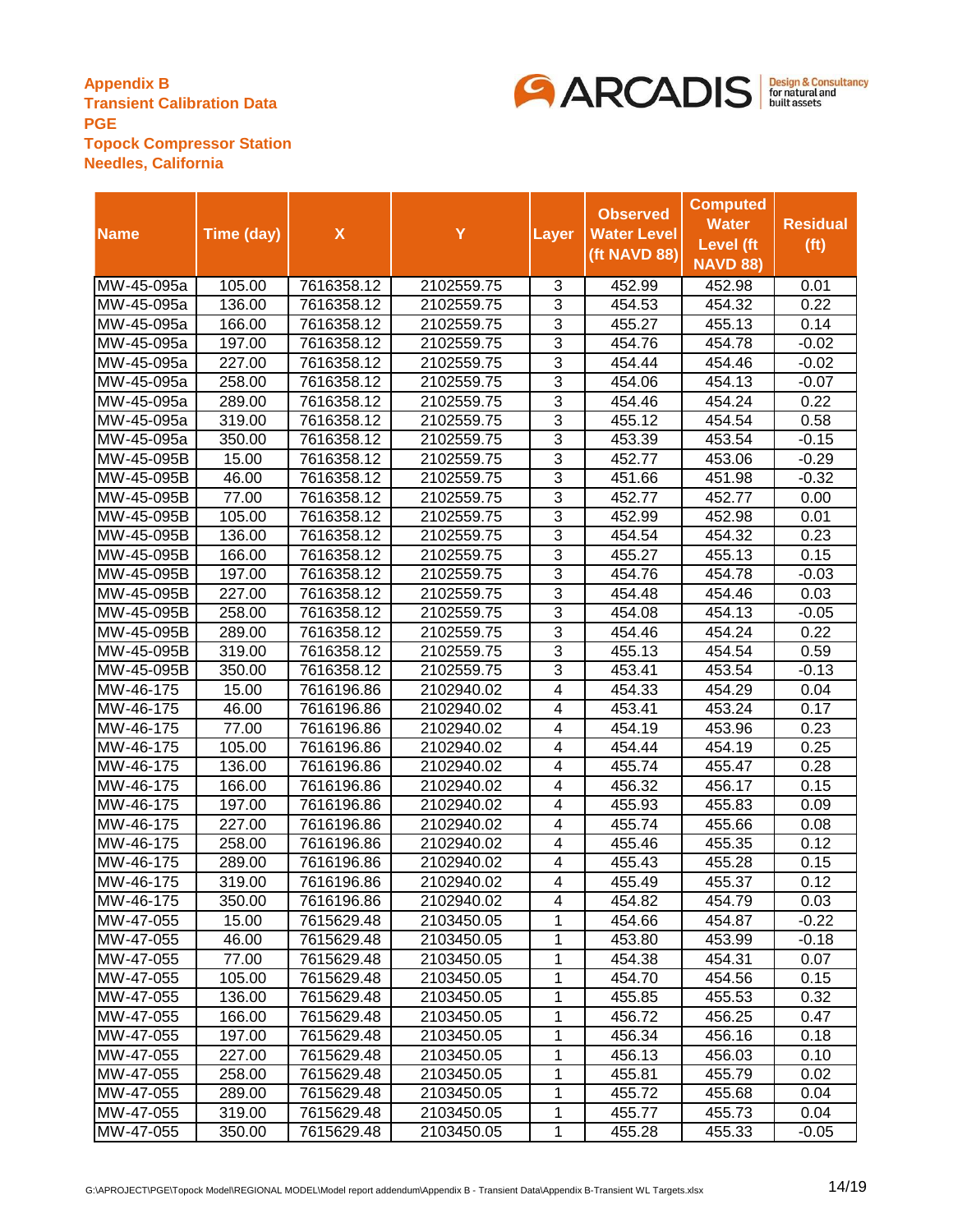**Appendix B**
**Transient Calibration Data**
**PGE**
**Topock Compressor Station**
**Needles, California**

| Name | Time (day) | X | Y | Layer | Observed Water Level (ft NAVD 88) | Computed Water Level (ft NAVD 88) | Residual (ft) |
|---|---|---|---|---|---|---|---|
| MW-45-095a | 105.00 | 7616358.12 | 2102559.75 | 3 | 452.99 | 452.98 | 0.01 |
| MW-45-095a | 136.00 | 7616358.12 | 2102559.75 | 3 | 454.53 | 454.32 | 0.22 |
| MW-45-095a | 166.00 | 7616358.12 | 2102559.75 | 3 | 455.27 | 455.13 | 0.14 |
| MW-45-095a | 197.00 | 7616358.12 | 2102559.75 | 3 | 454.76 | 454.78 | -0.02 |
| MW-45-095a | 227.00 | 7616358.12 | 2102559.75 | 3 | 454.44 | 454.46 | -0.02 |
| MW-45-095a | 258.00 | 7616358.12 | 2102559.75 | 3 | 454.06 | 454.13 | -0.07 |
| MW-45-095a | 289.00 | 7616358.12 | 2102559.75 | 3 | 454.46 | 454.24 | 0.22 |
| MW-45-095a | 319.00 | 7616358.12 | 2102559.75 | 3 | 455.12 | 454.54 | 0.58 |
| MW-45-095a | 350.00 | 7616358.12 | 2102559.75 | 3 | 453.39 | 453.54 | -0.15 |
| MW-45-095B | 15.00 | 7616358.12 | 2102559.75 | 3 | 452.77 | 453.06 | -0.29 |
| MW-45-095B | 46.00 | 7616358.12 | 2102559.75 | 3 | 451.66 | 451.98 | -0.32 |
| MW-45-095B | 77.00 | 7616358.12 | 2102559.75 | 3 | 452.77 | 452.77 | 0.00 |
| MW-45-095B | 105.00 | 7616358.12 | 2102559.75 | 3 | 452.99 | 452.98 | 0.01 |
| MW-45-095B | 136.00 | 7616358.12 | 2102559.75 | 3 | 454.54 | 454.32 | 0.23 |
| MW-45-095B | 166.00 | 7616358.12 | 2102559.75 | 3 | 455.27 | 455.13 | 0.15 |
| MW-45-095B | 197.00 | 7616358.12 | 2102559.75 | 3 | 454.76 | 454.78 | -0.03 |
| MW-45-095B | 227.00 | 7616358.12 | 2102559.75 | 3 | 454.48 | 454.46 | 0.03 |
| MW-45-095B | 258.00 | 7616358.12 | 2102559.75 | 3 | 454.08 | 454.13 | -0.05 |
| MW-45-095B | 289.00 | 7616358.12 | 2102559.75 | 3 | 454.46 | 454.24 | 0.22 |
| MW-45-095B | 319.00 | 7616358.12 | 2102559.75 | 3 | 455.13 | 454.54 | 0.59 |
| MW-45-095B | 350.00 | 7616358.12 | 2102559.75 | 3 | 453.41 | 453.54 | -0.13 |
| MW-46-175 | 15.00 | 7616196.86 | 2102940.02 | 4 | 454.33 | 454.29 | 0.04 |
| MW-46-175 | 46.00 | 7616196.86 | 2102940.02 | 4 | 453.41 | 453.24 | 0.17 |
| MW-46-175 | 77.00 | 7616196.86 | 2102940.02 | 4 | 454.19 | 453.96 | 0.23 |
| MW-46-175 | 105.00 | 7616196.86 | 2102940.02 | 4 | 454.44 | 454.19 | 0.25 |
| MW-46-175 | 136.00 | 7616196.86 | 2102940.02 | 4 | 455.74 | 455.47 | 0.28 |
| MW-46-175 | 166.00 | 7616196.86 | 2102940.02 | 4 | 456.32 | 456.17 | 0.15 |
| MW-46-175 | 197.00 | 7616196.86 | 2102940.02 | 4 | 455.93 | 455.83 | 0.09 |
| MW-46-175 | 227.00 | 7616196.86 | 2102940.02 | 4 | 455.74 | 455.66 | 0.08 |
| MW-46-175 | 258.00 | 7616196.86 | 2102940.02 | 4 | 455.46 | 455.35 | 0.12 |
| MW-46-175 | 289.00 | 7616196.86 | 2102940.02 | 4 | 455.43 | 455.28 | 0.15 |
| MW-46-175 | 319.00 | 7616196.86 | 2102940.02 | 4 | 455.49 | 455.37 | 0.12 |
| MW-46-175 | 350.00 | 7616196.86 | 2102940.02 | 4 | 454.82 | 454.79 | 0.03 |
| MW-47-055 | 15.00 | 7615629.48 | 2103450.05 | 1 | 454.66 | 454.87 | -0.22 |
| MW-47-055 | 46.00 | 7615629.48 | 2103450.05 | 1 | 453.80 | 453.99 | -0.18 |
| MW-47-055 | 77.00 | 7615629.48 | 2103450.05 | 1 | 454.38 | 454.31 | 0.07 |
| MW-47-055 | 105.00 | 7615629.48 | 2103450.05 | 1 | 454.70 | 454.56 | 0.15 |
| MW-47-055 | 136.00 | 7615629.48 | 2103450.05 | 1 | 455.85 | 455.53 | 0.32 |
| MW-47-055 | 166.00 | 7615629.48 | 2103450.05 | 1 | 456.72 | 456.25 | 0.47 |
| MW-47-055 | 197.00 | 7615629.48 | 2103450.05 | 1 | 456.34 | 456.16 | 0.18 |
| MW-47-055 | 227.00 | 7615629.48 | 2103450.05 | 1 | 456.13 | 456.03 | 0.10 |
| MW-47-055 | 258.00 | 7615629.48 | 2103450.05 | 1 | 455.81 | 455.79 | 0.02 |
| MW-47-055 | 289.00 | 7615629.48 | 2103450.05 | 1 | 455.72 | 455.68 | 0.04 |
| MW-47-055 | 319.00 | 7615629.48 | 2103450.05 | 1 | 455.77 | 455.73 | 0.04 |
| MW-47-055 | 350.00 | 7615629.48 | 2103450.05 | 1 | 455.28 | 455.33 | -0.05 |

G:\APROJECT\PGE\Topock Model\REGIONAL MODEL\Model report addendum\Appendix B - Transient Data\Appendix B-Transient WL Targets.xlsx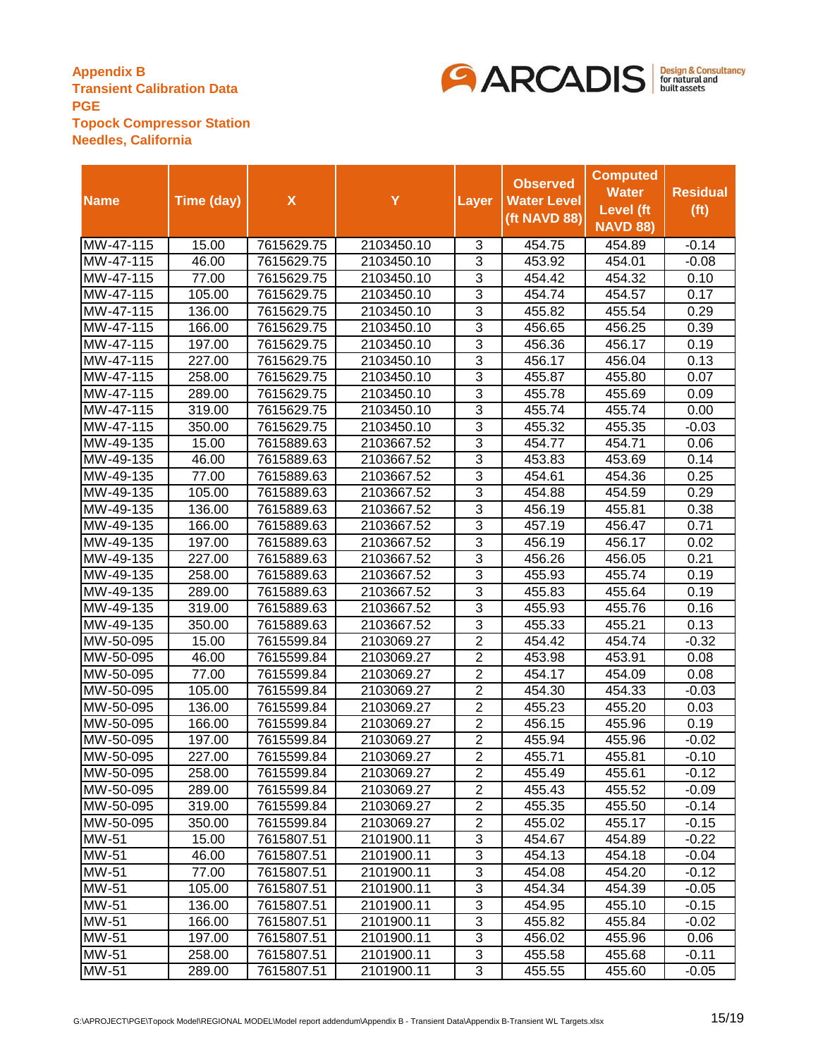**Appendix B**
**Transient Calibration Data**
**PGE**
**Topock Compressor Station**
**Needles, California**

| Name | Time (day) | X | Y | Layer | Observed Water Level (ft NAVD 88) | Computed Water Level (ft NAVD 88) | Residual (ft) |
|---|---|---|---|---|---|---|---|
| MW-47-115 | 15.00 | 7615629.75 | 2103450.10 | 3 | 454.75 | 454.89 | -0.14 |
| MW-47-115 | 46.00 | 7615629.75 | 2103450.10 | 3 | 453.92 | 454.01 | -0.08 |
| MW-47-115 | 77.00 | 7615629.75 | 2103450.10 | 3 | 454.42 | 454.32 | 0.10 |
| MW-47-115 | 105.00 | 7615629.75 | 2103450.10 | 3 | 454.74 | 454.57 | 0.17 |
| MW-47-115 | 136.00 | 7615629.75 | 2103450.10 | 3 | 455.82 | 455.54 | 0.29 |
| MW-47-115 | 166.00 | 7615629.75 | 2103450.10 | 3 | 456.65 | 456.25 | 0.39 |
| MW-47-115 | 197.00 | 7615629.75 | 2103450.10 | 3 | 456.36 | 456.17 | 0.19 |
| MW-47-115 | 227.00 | 7615629.75 | 2103450.10 | 3 | 456.17 | 456.04 | 0.13 |
| MW-47-115 | 258.00 | 7615629.75 | 2103450.10 | 3 | 455.87 | 455.80 | 0.07 |
| MW-47-115 | 289.00 | 7615629.75 | 2103450.10 | 3 | 455.78 | 455.69 | 0.09 |
| MW-47-115 | 319.00 | 7615629.75 | 2103450.10 | 3 | 455.74 | 455.74 | 0.00 |
| MW-47-115 | 350.00 | 7615629.75 | 2103450.10 | 3 | 455.32 | 455.35 | -0.03 |
| MW-49-135 | 15.00 | 7615889.63 | 2103667.52 | 3 | 454.77 | 454.71 | 0.06 |
| MW-49-135 | 46.00 | 7615889.63 | 2103667.52 | 3 | 453.83 | 453.69 | 0.14 |
| MW-49-135 | 77.00 | 7615889.63 | 2103667.52 | 3 | 454.61 | 454.36 | 0.25 |
| MW-49-135 | 105.00 | 7615889.63 | 2103667.52 | 3 | 454.88 | 454.59 | 0.29 |
| MW-49-135 | 136.00 | 7615889.63 | 2103667.52 | 3 | 456.19 | 455.81 | 0.38 |
| MW-49-135 | 166.00 | 7615889.63 | 2103667.52 | 3 | 457.19 | 456.47 | 0.71 |
| MW-49-135 | 197.00 | 7615889.63 | 2103667.52 | 3 | 456.19 | 456.17 | 0.02 |
| MW-49-135 | 227.00 | 7615889.63 | 2103667.52 | 3 | 456.26 | 456.05 | 0.21 |
| MW-49-135 | 258.00 | 7615889.63 | 2103667.52 | 3 | 455.93 | 455.74 | 0.19 |
| MW-49-135 | 289.00 | 7615889.63 | 2103667.52 | 3 | 455.83 | 455.64 | 0.19 |
| MW-49-135 | 319.00 | 7615889.63 | 2103667.52 | 3 | 455.93 | 455.76 | 0.16 |
| MW-49-135 | 350.00 | 7615889.63 | 2103667.52 | 3 | 455.33 | 455.21 | 0.13 |
| MW-50-095 | 15.00 | 7615599.84 | 2103069.27 | 2 | 454.42 | 454.74 | -0.32 |
| MW-50-095 | 46.00 | 7615599.84 | 2103069.27 | 2 | 453.98 | 453.91 | 0.08 |
| MW-50-095 | 77.00 | 7615599.84 | 2103069.27 | 2 | 454.17 | 454.09 | 0.08 |
| MW-50-095 | 105.00 | 7615599.84 | 2103069.27 | 2 | 454.30 | 454.33 | -0.03 |
| MW-50-095 | 136.00 | 7615599.84 | 2103069.27 | 2 | 455.23 | 455.20 | 0.03 |
| MW-50-095 | 166.00 | 7615599.84 | 2103069.27 | 2 | 456.15 | 455.96 | 0.19 |
| MW-50-095 | 197.00 | 7615599.84 | 2103069.27 | 2 | 455.94 | 455.96 | -0.02 |
| MW-50-095 | 227.00 | 7615599.84 | 2103069.27 | 2 | 455.71 | 455.81 | -0.10 |
| MW-50-095 | 258.00 | 7615599.84 | 2103069.27 | 2 | 455.49 | 455.61 | -0.12 |
| MW-50-095 | 289.00 | 7615599.84 | 2103069.27 | 2 | 455.43 | 455.52 | -0.09 |
| MW-50-095 | 319.00 | 7615599.84 | 2103069.27 | 2 | 455.35 | 455.50 | -0.14 |
| MW-50-095 | 350.00 | 7615599.84 | 2103069.27 | 2 | 455.02 | 455.17 | -0.15 |
| MW-51 | 15.00 | 7615807.51 | 2101900.11 | 3 | 454.67 | 454.89 | -0.22 |
| MW-51 | 46.00 | 7615807.51 | 2101900.11 | 3 | 454.13 | 454.18 | -0.04 |
| MW-51 | 77.00 | 7615807.51 | 2101900.11 | 3 | 454.08 | 454.20 | -0.12 |
| MW-51 | 105.00 | 7615807.51 | 2101900.11 | 3 | 454.34 | 454.39 | -0.05 |
| MW-51 | 136.00 | 7615807.51 | 2101900.11 | 3 | 454.95 | 455.10 | -0.15 |
| MW-51 | 166.00 | 7615807.51 | 2101900.11 | 3 | 455.82 | 455.84 | -0.02 |
| MW-51 | 197.00 | 7615807.51 | 2101900.11 | 3 | 456.02 | 455.96 | 0.06 |
| MW-51 | 258.00 | 7615807.51 | 2101900.11 | 3 | 455.58 | 455.68 | -0.11 |
| MW-51 | 289.00 | 7615807.51 | 2101900.11 | 3 | 455.55 | 455.60 | -0.05 |

G:\APROJECT\PGE\Topock Model\REGIONAL MODEL\Model report addendum\Appendix B - Transient Data\Appendix B-Transient WL Targets.xlsx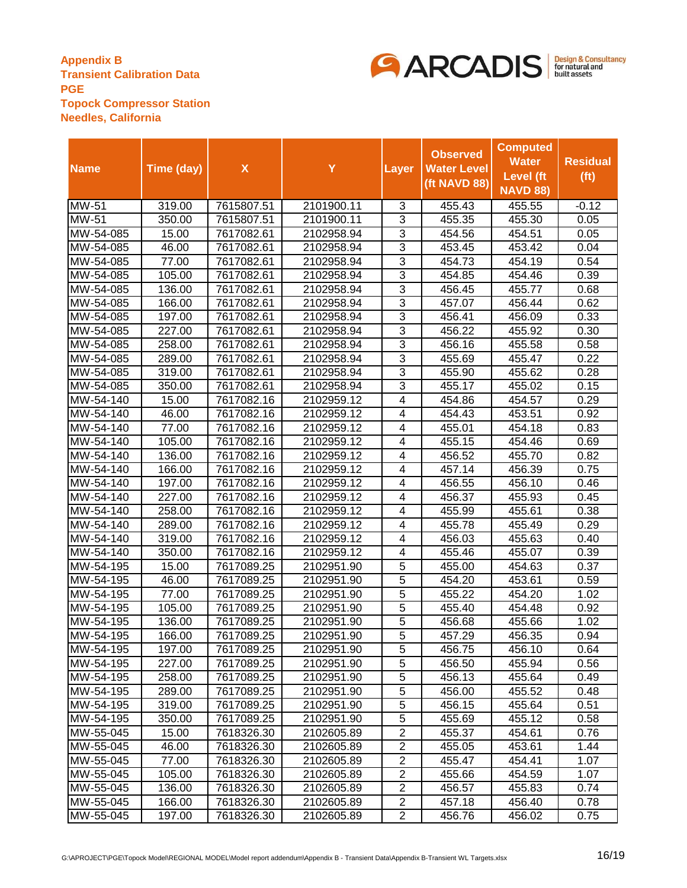**Appendix B**
**Transient Calibration Data**
**PGE**
**Topock Compressor Station**
**Needles, California**

| Name | Time (day) | X | Y | Layer | Observed Water Level (ft NAVD 88) | Computed Water Level (ft NAVD 88) | Residual (ft) |
|---|---|---|---|---|---|---|---|
| MW-51 | 319.00 | 7615807.51 | 2101900.11 | 3 | 455.43 | 455.55 | -0.12 |
| MW-51 | 350.00 | 7615807.51 | 2101900.11 | 3 | 455.35 | 455.30 | 0.05 |
| MW-54-085 | 15.00 | 7617082.61 | 2102958.94 | 3 | 454.56 | 454.51 | 0.05 |
| MW-54-085 | 46.00 | 7617082.61 | 2102958.94 | 3 | 453.45 | 453.42 | 0.04 |
| MW-54-085 | 77.00 | 7617082.61 | 2102958.94 | 3 | 454.73 | 454.19 | 0.54 |
| MW-54-085 | 105.00 | 7617082.61 | 2102958.94 | 3 | 454.85 | 454.46 | 0.39 |
| MW-54-085 | 136.00 | 7617082.61 | 2102958.94 | 3 | 456.45 | 455.77 | 0.68 |
| MW-54-085 | 166.00 | 7617082.61 | 2102958.94 | 3 | 457.07 | 456.44 | 0.62 |
| MW-54-085 | 197.00 | 7617082.61 | 2102958.94 | 3 | 456.41 | 456.09 | 0.33 |
| MW-54-085 | 227.00 | 7617082.61 | 2102958.94 | 3 | 456.22 | 455.92 | 0.30 |
| MW-54-085 | 258.00 | 7617082.61 | 2102958.94 | 3 | 456.16 | 455.58 | 0.58 |
| MW-54-085 | 289.00 | 7617082.61 | 2102958.94 | 3 | 455.69 | 455.47 | 0.22 |
| MW-54-085 | 319.00 | 7617082.61 | 2102958.94 | 3 | 455.90 | 455.62 | 0.28 |
| MW-54-085 | 350.00 | 7617082.61 | 2102958.94 | 3 | 455.17 | 455.02 | 0.15 |
| MW-54-140 | 15.00 | 7617082.16 | 2102959.12 | 4 | 454.86 | 454.57 | 0.29 |
| MW-54-140 | 46.00 | 7617082.16 | 2102959.12 | 4 | 454.43 | 453.51 | 0.92 |
| MW-54-140 | 77.00 | 7617082.16 | 2102959.12 | 4 | 455.01 | 454.18 | 0.83 |
| MW-54-140 | 105.00 | 7617082.16 | 2102959.12 | 4 | 455.15 | 454.46 | 0.69 |
| MW-54-140 | 136.00 | 7617082.16 | 2102959.12 | 4 | 456.52 | 455.70 | 0.82 |
| MW-54-140 | 166.00 | 7617082.16 | 2102959.12 | 4 | 457.14 | 456.39 | 0.75 |
| MW-54-140 | 197.00 | 7617082.16 | 2102959.12 | 4 | 456.55 | 456.10 | 0.46 |
| MW-54-140 | 227.00 | 7617082.16 | 2102959.12 | 4 | 456.37 | 455.93 | 0.45 |
| MW-54-140 | 258.00 | 7617082.16 | 2102959.12 | 4 | 455.99 | 455.61 | 0.38 |
| MW-54-140 | 289.00 | 7617082.16 | 2102959.12 | 4 | 455.78 | 455.49 | 0.29 |
| MW-54-140 | 319.00 | 7617082.16 | 2102959.12 | 4 | 456.03 | 455.63 | 0.40 |
| MW-54-140 | 350.00 | 7617082.16 | 2102959.12 | 4 | 455.46 | 455.07 | 0.39 |
| MW-54-195 | 15.00 | 7617089.25 | 2102951.90 | 5 | 455.00 | 454.63 | 0.37 |
| MW-54-195 | 46.00 | 7617089.25 | 2102951.90 | 5 | 454.20 | 453.61 | 0.59 |
| MW-54-195 | 77.00 | 7617089.25 | 2102951.90 | 5 | 455.22 | 454.20 | 1.02 |
| MW-54-195 | 105.00 | 7617089.25 | 2102951.90 | 5 | 455.40 | 454.48 | 0.92 |
| MW-54-195 | 136.00 | 7617089.25 | 2102951.90 | 5 | 456.68 | 455.66 | 1.02 |
| MW-54-195 | 166.00 | 7617089.25 | 2102951.90 | 5 | 457.29 | 456.35 | 0.94 |
| MW-54-195 | 197.00 | 7617089.25 | 2102951.90 | 5 | 456.75 | 456.10 | 0.64 |
| MW-54-195 | 227.00 | 7617089.25 | 2102951.90 | 5 | 456.50 | 455.94 | 0.56 |
| MW-54-195 | 258.00 | 7617089.25 | 2102951.90 | 5 | 456.13 | 455.64 | 0.49 |
| MW-54-195 | 289.00 | 7617089.25 | 2102951.90 | 5 | 456.00 | 455.52 | 0.48 |
| MW-54-195 | 319.00 | 7617089.25 | 2102951.90 | 5 | 456.15 | 455.64 | 0.51 |
| MW-54-195 | 350.00 | 7617089.25 | 2102951.90 | 5 | 455.69 | 455.12 | 0.58 |
| MW-55-045 | 15.00 | 7618326.30 | 2102605.89 | 2 | 455.37 | 454.61 | 0.76 |
| MW-55-045 | 46.00 | 7618326.30 | 2102605.89 | 2 | 455.05 | 453.61 | 1.44 |
| MW-55-045 | 77.00 | 7618326.30 | 2102605.89 | 2 | 455.47 | 454.41 | 1.07 |
| MW-55-045 | 105.00 | 7618326.30 | 2102605.89 | 2 | 455.66 | 454.59 | 1.07 |
| MW-55-045 | 136.00 | 7618326.30 | 2102605.89 | 2 | 456.57 | 455.83 | 0.74 |
| MW-55-045 | 166.00 | 7618326.30 | 2102605.89 | 2 | 457.18 | 456.40 | 0.78 |
| MW-55-045 | 197.00 | 7618326.30 | 2102605.89 | 2 | 456.76 | 456.02 | 0.75 |

G:\APROJECT\PGE\Topock Model\REGIONAL MODEL\Model report addendum\Appendix B - Transient Data\Appendix B-Transient WL Targets.xlsx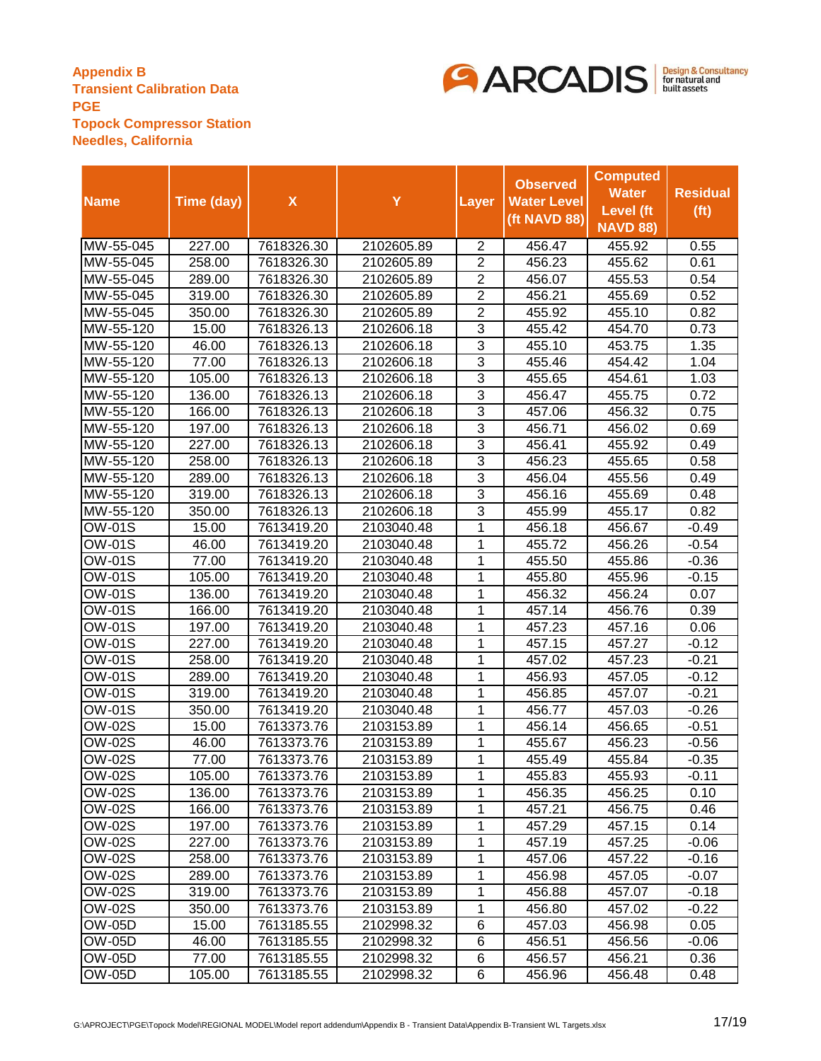**Appendix B**
**Transient Calibration Data**
**PGE**
**Topock Compressor Station**
**Needles, California**

| Name | Time (day) | X | Y | Layer | Observed Water Level (ft NAVD 88) | Computed Water Level (ft NAVD 88) | Residual (ft) |
|---|---|---|---|---|---|---|---|
| MW-55-045 | 227.00 | 7618326.30 | 2102605.89 | 2 | 456.47 | 455.92 | 0.55 |
| MW-55-045 | 258.00 | 7618326.30 | 2102605.89 | 2 | 456.23 | 455.62 | 0.61 |
| MW-55-045 | 289.00 | 7618326.30 | 2102605.89 | 2 | 456.07 | 455.53 | 0.54 |
| MW-55-045 | 319.00 | 7618326.30 | 2102605.89 | 2 | 456.21 | 455.69 | 0.52 |
| MW-55-045 | 350.00 | 7618326.30 | 2102605.89 | 2 | 455.92 | 455.10 | 0.82 |
| MW-55-120 | 15.00 | 7618326.13 | 2102606.18 | 3 | 455.42 | 454.70 | 0.73 |
| MW-55-120 | 46.00 | 7618326.13 | 2102606.18 | 3 | 455.10 | 453.75 | 1.35 |
| MW-55-120 | 77.00 | 7618326.13 | 2102606.18 | 3 | 455.46 | 454.42 | 1.04 |
| MW-55-120 | 105.00 | 7618326.13 | 2102606.18 | 3 | 455.65 | 454.61 | 1.03 |
| MW-55-120 | 136.00 | 7618326.13 | 2102606.18 | 3 | 456.47 | 455.75 | 0.72 |
| MW-55-120 | 166.00 | 7618326.13 | 2102606.18 | 3 | 457.06 | 456.32 | 0.75 |
| MW-55-120 | 197.00 | 7618326.13 | 2102606.18 | 3 | 456.71 | 456.02 | 0.69 |
| MW-55-120 | 227.00 | 7618326.13 | 2102606.18 | 3 | 456.41 | 455.92 | 0.49 |
| MW-55-120 | 258.00 | 7618326.13 | 2102606.18 | 3 | 456.23 | 455.65 | 0.58 |
| MW-55-120 | 289.00 | 7618326.13 | 2102606.18 | 3 | 456.04 | 455.56 | 0.49 |
| MW-55-120 | 319.00 | 7618326.13 | 2102606.18 | 3 | 456.16 | 455.69 | 0.48 |
| MW-55-120 | 350.00 | 7618326.13 | 2102606.18 | 3 | 455.99 | 455.17 | 0.82 |
| OW-01S | 15.00 | 7613419.20 | 2103040.48 | 1 | 456.18 | 456.67 | -0.49 |
| OW-01S | 46.00 | 7613419.20 | 2103040.48 | 1 | 455.72 | 456.26 | -0.54 |
| OW-01S | 77.00 | 7613419.20 | 2103040.48 | 1 | 455.50 | 455.86 | -0.36 |
| OW-01S | 105.00 | 7613419.20 | 2103040.48 | 1 | 455.80 | 455.96 | -0.15 |
| OW-01S | 136.00 | 7613419.20 | 2103040.48 | 1 | 456.32 | 456.24 | 0.07 |
| OW-01S | 166.00 | 7613419.20 | 2103040.48 | 1 | 457.14 | 456.76 | 0.39 |
| OW-01S | 197.00 | 7613419.20 | 2103040.48 | 1 | 457.23 | 457.16 | 0.06 |
| OW-01S | 227.00 | 7613419.20 | 2103040.48 | 1 | 457.15 | 457.27 | -0.12 |
| OW-01S | 258.00 | 7613419.20 | 2103040.48 | 1 | 457.02 | 457.23 | -0.21 |
| OW-01S | 289.00 | 7613419.20 | 2103040.48 | 1 | 456.93 | 457.05 | -0.12 |
| OW-01S | 319.00 | 7613419.20 | 2103040.48 | 1 | 456.85 | 457.07 | -0.21 |
| OW-01S | 350.00 | 7613419.20 | 2103040.48 | 1 | 456.77 | 457.03 | -0.26 |
| OW-02S | 15.00 | 7613373.76 | 2103153.89 | 1 | 456.14 | 456.65 | -0.51 |
| OW-02S | 46.00 | 7613373.76 | 2103153.89 | 1 | 455.67 | 456.23 | -0.56 |
| OW-02S | 77.00 | 7613373.76 | 2103153.89 | 1 | 455.49 | 455.84 | -0.35 |
| OW-02S | 105.00 | 7613373.76 | 2103153.89 | 1 | 455.83 | 455.93 | -0.11 |
| OW-02S | 136.00 | 7613373.76 | 2103153.89 | 1 | 456.35 | 456.25 | 0.10 |
| OW-02S | 166.00 | 7613373.76 | 2103153.89 | 1 | 457.21 | 456.75 | 0.46 |
| OW-02S | 197.00 | 7613373.76 | 2103153.89 | 1 | 457.29 | 457.15 | 0.14 |
| OW-02S | 227.00 | 7613373.76 | 2103153.89 | 1 | 457.19 | 457.25 | -0.06 |
| OW-02S | 258.00 | 7613373.76 | 2103153.89 | 1 | 457.06 | 457.22 | -0.16 |
| OW-02S | 289.00 | 7613373.76 | 2103153.89 | 1 | 456.98 | 457.05 | -0.07 |
| OW-02S | 319.00 | 7613373.76 | 2103153.89 | 1 | 456.88 | 457.07 | -0.18 |
| OW-02S | 350.00 | 7613373.76 | 2103153.89 | 1 | 456.80 | 457.02 | -0.22 |
| OW-05D | 15.00 | 7613185.55 | 2102998.32 | 6 | 457.03 | 456.98 | 0.05 |
| OW-05D | 46.00 | 7613185.55 | 2102998.32 | 6 | 456.51 | 456.56 | -0.06 |
| OW-05D | 77.00 | 7613185.55 | 2102998.32 | 6 | 456.57 | 456.21 | 0.36 |
| OW-05D | 105.00 | 7613185.55 | 2102998.32 | 6 | 456.96 | 456.48 | 0.48 |

G:\APROJECT\PGE\Topock Model\REGIONAL MODEL\Model report addendum\Appendix B - Transient Data\Appendix B-Transient WL Targets.xlsx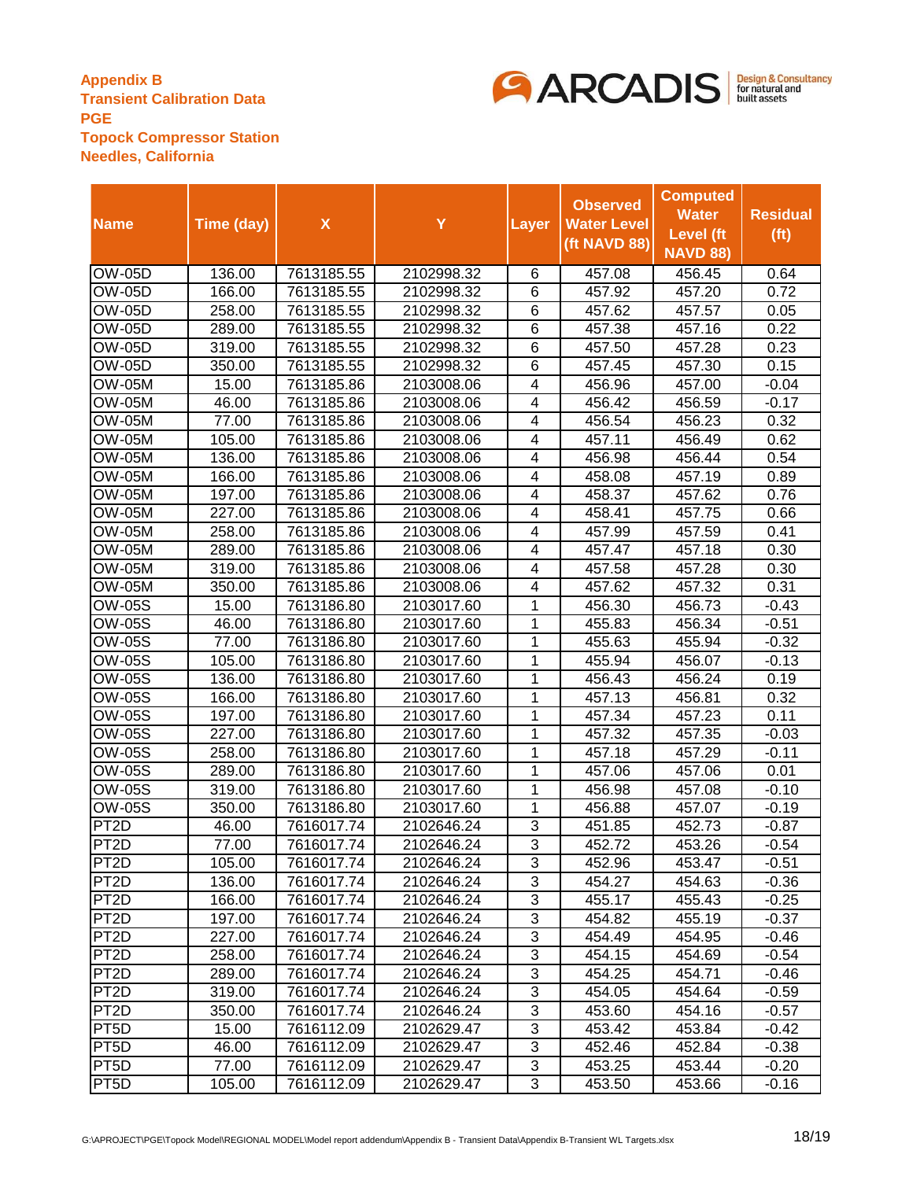**Appendix B**
**Transient Calibration Data**
**PGE**
**Topock Compressor Station**
**Needles, California**

| Name | Time (day) | X | Y | Layer | Observed Water Level (ft NAVD 88) | Computed Water Level (ft NAVD 88) | Residual (ft) |
|---|---|---|---|---|---|---|---|
| OW-05D | 136.00 | 7613185.55 | 2102998.32 | 6 | 457.08 | 456.45 | 0.64 |
| OW-05D | 166.00 | 7613185.55 | 2102998.32 | 6 | 457.92 | 457.20 | 0.72 |
| OW-05D | 258.00 | 7613185.55 | 2102998.32 | 6 | 457.62 | 457.57 | 0.05 |
| OW-05D | 289.00 | 7613185.55 | 2102998.32 | 6 | 457.38 | 457.16 | 0.22 |
| OW-05D | 319.00 | 7613185.55 | 2102998.32 | 6 | 457.50 | 457.28 | 0.23 |
| OW-05D | 350.00 | 7613185.55 | 2102998.32 | 6 | 457.45 | 457.30 | 0.15 |
| OW-05M | 15.00 | 7613185.86 | 2103008.06 | 4 | 456.96 | 457.00 | -0.04 |
| OW-05M | 46.00 | 7613185.86 | 2103008.06 | 4 | 456.42 | 456.59 | -0.17 |
| OW-05M | 77.00 | 7613185.86 | 2103008.06 | 4 | 456.54 | 456.23 | 0.32 |
| OW-05M | 105.00 | 7613185.86 | 2103008.06 | 4 | 457.11 | 456.49 | 0.62 |
| OW-05M | 136.00 | 7613185.86 | 2103008.06 | 4 | 456.98 | 456.44 | 0.54 |
| OW-05M | 166.00 | 7613185.86 | 2103008.06 | 4 | 458.08 | 457.19 | 0.89 |
| OW-05M | 197.00 | 7613185.86 | 2103008.06 | 4 | 458.37 | 457.62 | 0.76 |
| OW-05M | 227.00 | 7613185.86 | 2103008.06 | 4 | 458.41 | 457.75 | 0.66 |
| OW-05M | 258.00 | 7613185.86 | 2103008.06 | 4 | 457.99 | 457.59 | 0.41 |
| OW-05M | 289.00 | 7613185.86 | 2103008.06 | 4 | 457.47 | 457.18 | 0.30 |
| OW-05M | 319.00 | 7613185.86 | 2103008.06 | 4 | 457.58 | 457.28 | 0.30 |
| OW-05M | 350.00 | 7613185.86 | 2103008.06 | 4 | 457.62 | 457.32 | 0.31 |
| OW-05S | 15.00 | 7613186.80 | 2103017.60 | 1 | 456.30 | 456.73 | -0.43 |
| OW-05S | 46.00 | 7613186.80 | 2103017.60 | 1 | 455.83 | 456.34 | -0.51 |
| OW-05S | 77.00 | 7613186.80 | 2103017.60 | 1 | 455.63 | 455.94 | -0.32 |
| OW-05S | 105.00 | 7613186.80 | 2103017.60 | 1 | 455.94 | 456.07 | -0.13 |
| OW-05S | 136.00 | 7613186.80 | 2103017.60 | 1 | 456.43 | 456.24 | 0.19 |
| OW-05S | 166.00 | 7613186.80 | 2103017.60 | 1 | 457.13 | 456.81 | 0.32 |
| OW-05S | 197.00 | 7613186.80 | 2103017.60 | 1 | 457.34 | 457.23 | 0.11 |
| OW-05S | 227.00 | 7613186.80 | 2103017.60 | 1 | 457.32 | 457.35 | -0.03 |
| OW-05S | 258.00 | 7613186.80 | 2103017.60 | 1 | 457.18 | 457.29 | -0.11 |
| OW-05S | 289.00 | 7613186.80 | 2103017.60 | 1 | 457.06 | 457.06 | 0.01 |
| OW-05S | 319.00 | 7613186.80 | 2103017.60 | 1 | 456.98 | 457.08 | -0.10 |
| OW-05S | 350.00 | 7613186.80 | 2103017.60 | 1 | 456.88 | 457.07 | -0.19 |
| PT2D | 46.00 | 7616017.74 | 2102646.24 | 3 | 451.85 | 452.73 | -0.87 |
| PT2D | 77.00 | 7616017.74 | 2102646.24 | 3 | 452.72 | 453.26 | -0.54 |
| PT2D | 105.00 | 7616017.74 | 2102646.24 | 3 | 452.96 | 453.47 | -0.51 |
| PT2D | 136.00 | 7616017.74 | 2102646.24 | 3 | 454.27 | 454.63 | -0.36 |
| PT2D | 166.00 | 7616017.74 | 2102646.24 | 3 | 455.17 | 455.43 | -0.25 |
| PT2D | 197.00 | 7616017.74 | 2102646.24 | 3 | 454.82 | 455.19 | -0.37 |
| PT2D | 227.00 | 7616017.74 | 2102646.24 | 3 | 454.49 | 454.95 | -0.46 |
| PT2D | 258.00 | 7616017.74 | 2102646.24 | 3 | 454.15 | 454.69 | -0.54 |
| PT2D | 289.00 | 7616017.74 | 2102646.24 | 3 | 454.25 | 454.71 | -0.46 |
| PT2D | 319.00 | 7616017.74 | 2102646.24 | 3 | 454.05 | 454.64 | -0.59 |
| PT2D | 350.00 | 7616017.74 | 2102646.24 | 3 | 453.60 | 454.16 | -0.57 |
| PT5D | 15.00 | 7616112.09 | 2102629.47 | 3 | 453.42 | 453.84 | -0.42 |
| PT5D | 46.00 | 7616112.09 | 2102629.47 | 3 | 452.46 | 452.84 | -0.38 |
| PT5D | 77.00 | 7616112.09 | 2102629.47 | 3 | 453.25 | 453.44 | -0.20 |
| PT5D | 105.00 | 7616112.09 | 2102629.47 | 3 | 453.50 | 453.66 | -0.16 |

G:\APROJECT\PGE\Topock Model\REGIONAL MODEL\Model report addendum\Appendix B - Transient Data\Appendix B-Transient WL Targets.xlsx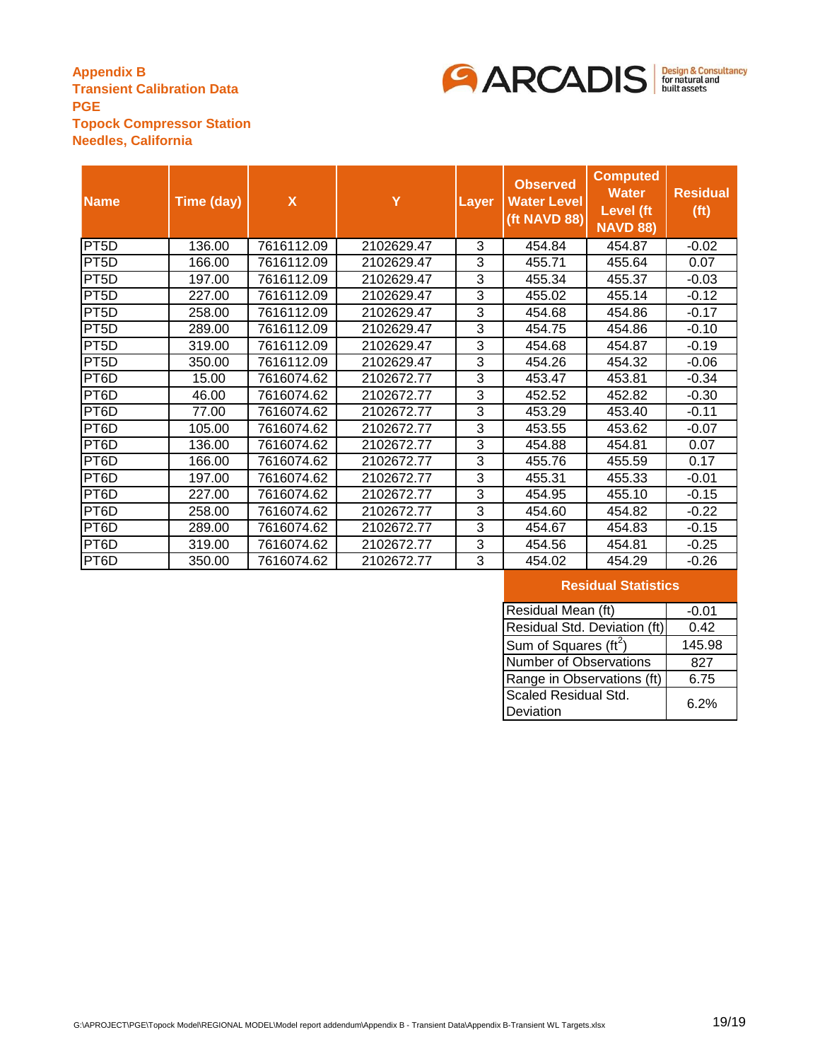**Appendix B**
**Transient Calibration Data**
**PGE**
**Topock Compressor Station**
**Needles, California**

ARCADIS Design & Consultancy for natural and built assets

| Name | Time (day) | X | Y | Layer | Observed Water Level (ft NAVD 88) | Computed Water Level (ft NAVD 88) | Residual (ft) |
|---|---|---|---|---|---|---|---|
| PT5D | 136.00 | 7616112.09 | 2102629.47 | 3 | 454.84 | 454.87 | -0.02 |
| PT5D | 166.00 | 7616112.09 | 2102629.47 | 3 | 455.71 | 455.64 | 0.07 |
| PT5D | 197.00 | 7616112.09 | 2102629.47 | 3 | 455.34 | 455.37 | -0.03 |
| PT5D | 227.00 | 7616112.09 | 2102629.47 | 3 | 455.02 | 455.14 | -0.12 |
| PT5D | 258.00 | 7616112.09 | 2102629.47 | 3 | 454.68 | 454.86 | -0.17 |
| PT5D | 289.00 | 7616112.09 | 2102629.47 | 3 | 454.75 | 454.86 | -0.10 |
| PT5D | 319.00 | 7616112.09 | 2102629.47 | 3 | 454.68 | 454.87 | -0.19 |
| PT5D | 350.00 | 7616112.09 | 2102629.47 | 3 | 454.26 | 454.32 | -0.06 |
| PT6D | 15.00 | 7616074.62 | 2102672.77 | 3 | 453.47 | 453.81 | -0.34 |
| PT6D | 46.00 | 7616074.62 | 2102672.77 | 3 | 452.52 | 452.82 | -0.30 |
| PT6D | 77.00 | 7616074.62 | 2102672.77 | 3 | 453.29 | 453.40 | -0.11 |
| PT6D | 105.00 | 7616074.62 | 2102672.77 | 3 | 453.55 | 453.62 | -0.07 |
| PT6D | 136.00 | 7616074.62 | 2102672.77 | 3 | 454.88 | 454.81 | 0.07 |
| PT6D | 166.00 | 7616074.62 | 2102672.77 | 3 | 455.76 | 455.59 | 0.17 |
| PT6D | 197.00 | 7616074.62 | 2102672.77 | 3 | 455.31 | 455.33 | -0.01 |
| PT6D | 227.00 | 7616074.62 | 2102672.77 | 3 | 454.95 | 455.10 | -0.15 |
| PT6D | 258.00 | 7616074.62 | 2102672.77 | 3 | 454.60 | 454.82 | -0.22 |
| PT6D | 289.00 | 7616074.62 | 2102672.77 | 3 | 454.67 | 454.83 | -0.15 |
| PT6D | 319.00 | 7616074.62 | 2102672.77 | 3 | 454.56 | 454.81 | -0.25 |
| PT6D | 350.00 | 7616074.62 | 2102672.77 | 3 | 454.02 | 454.29 | -0.26 |

| Residual Statistics | |
|---|---|
| Residual Mean (ft) | -0.01 |
| Residual Std. Deviation (ft) | 0.42 |
| Sum of Squares ($ft^2$) | 145.98 |
| Number of Observations | 827 |
| Range in Observations (ft) | 6.75 |
| Scaled Residual Std. Deviation | 6.2% |

G:\APROJECT\PGE\Topock Model\REGIONAL MODEL\Model report addendum\Appendix B - Transient Data\Appendix B-Transient WL Targets.xlsx